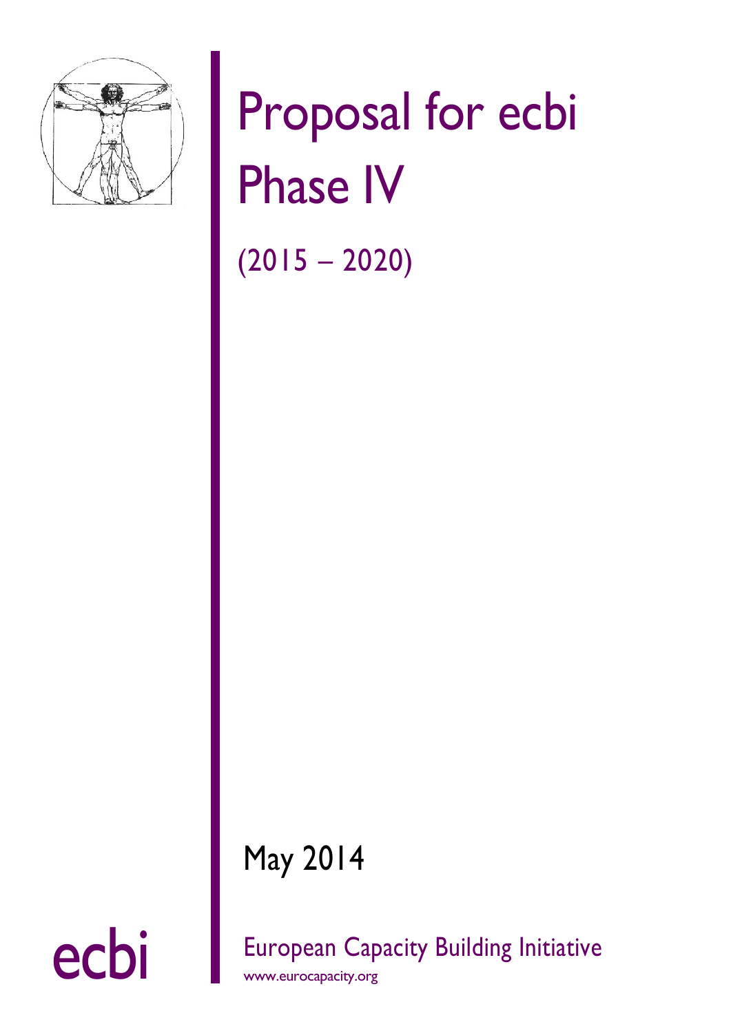# Proposal for ecbi Phase IV

(2015 – 2020)

May 2014

ecbi

European Capacity Building Initiative

www.eurocapacity.org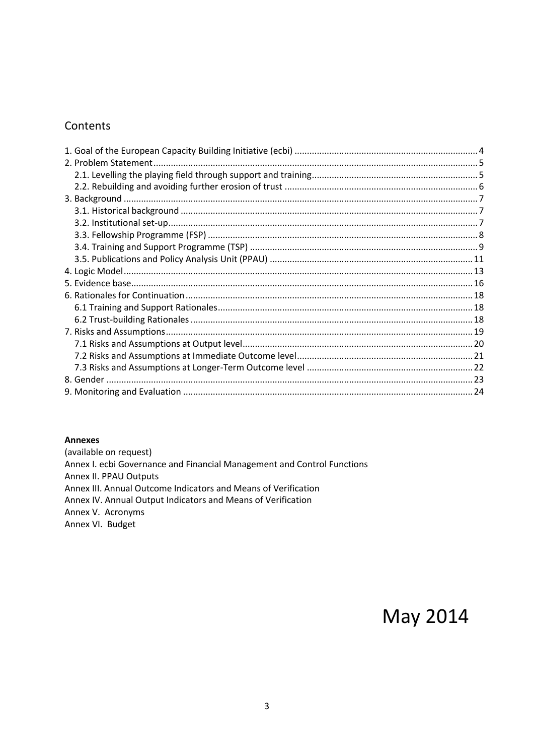## Contents

1. Goal of the European Capacity Building Initiative (ecbi) ..... 4
2. Problem Statement ..... 5
   - 2.1. Levelling the playing field through support and training ..... 5
   - 2.2. Rebuilding and avoiding further erosion of trust ..... 6
3. Background ..... 7
   - 3.1. Historical background ..... 7
   - 3.2. Institutional set-up ..... 7
   - 3.3. Fellowship Programme (FSP) ..... 8
   - 3.4. Training and Support Programme (TSP) ..... 9
   - 3.5. Publications and Policy Analysis Unit (PPAU) ..... 11
4. Logic Model ..... 13
5. Evidence base ..... 16
6. Rationales for Continuation ..... 18
   - 6.1 Training and Support Rationales ..... 18
   - 6.2 Trust-building Rationales ..... 18
7. Risks and Assumptions ..... 19
   - 7.1 Risks and Assumptions at Output level ..... 20
   - 7.2 Risks and Assumptions at Immediate Outcome level ..... 21
   - 7.3 Risks and Assumptions at Longer-Term Outcome level ..... 22
8. Gender ..... 23
9. Monitoring and Evaluation ..... 24

**Annexes**

(available on request)

Annex I. ecbi Governance and Financial Management and Control Functions

Annex II. PPAU Outputs

Annex III. Annual Outcome Indicators and Means of Verification

Annex IV. Annual Output Indicators and Means of Verification

Annex V. Acronyms

Annex VI. Budget

May 2014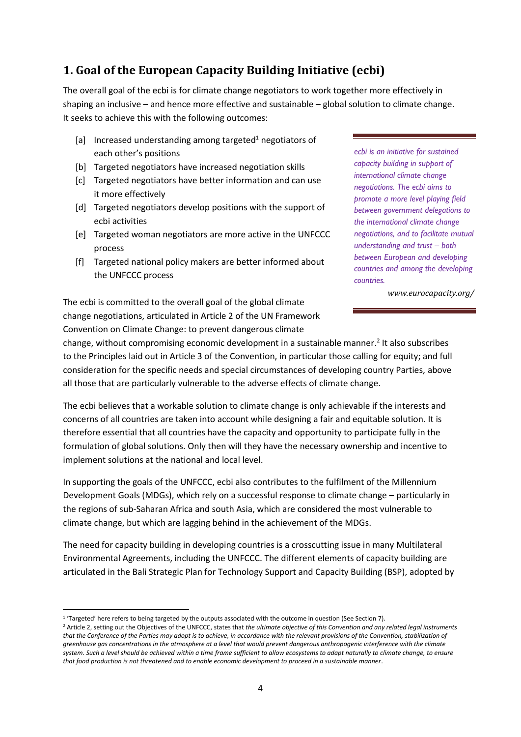## 1. Goal of the European Capacity Building Initiative (ecbi)

The overall goal of the ecbi is for climate change negotiators to work together more effectively in shaping an inclusive – and hence more effective and sustainable – global solution to climate change. It seeks to achieve this with the following outcomes:

- [a] Increased understanding among targeted[1] negotiators of each other's positions
- [b] Targeted negotiators have increased negotiation skills
- [c] Targeted negotiators have better information and can use it more effectively
- [d] Targeted negotiators develop positions with the support of ecbi activities
- [e] Targeted woman negotiators are more active in the UNFCCC process
- [f] Targeted national policy makers are better informed about the UNFCCC process

> *ecbi is an initiative for sustained capacity building in support of international climate change negotiations. The ecbi aims to promote a more level playing field between government delegations to the international climate change negotiations, and to facilitate mutual understanding and trust – both between European and developing countries and among the developing countries.*
>
> *www.eurocapacity.org/*

The ecbi is committed to the overall goal of the global climate change negotiations, articulated in Article 2 of the UN Framework Convention on Climate Change: to prevent dangerous climate change, without compromising economic development in a sustainable manner.[2] It also subscribes to the Principles laid out in Article 3 of the Convention, in particular those calling for equity; and full consideration for the specific needs and special circumstances of developing country Parties, above all those that are particularly vulnerable to the adverse effects of climate change.

The ecbi believes that a workable solution to climate change is only achievable if the interests and concerns of all countries are taken into account while designing a fair and equitable solution. It is therefore essential that all countries have the capacity and opportunity to participate fully in the formulation of global solutions. Only then will they have the necessary ownership and incentive to implement solutions at the national and local level.

In supporting the goals of the UNFCCC, ecbi also contributes to the fulfilment of the Millennium Development Goals (MDGs), which rely on a successful response to climate change – particularly in the regions of sub-Saharan Africa and south Asia, which are considered the most vulnerable to climate change, but which are lagging behind in the achievement of the MDGs.

The need for capacity building in developing countries is a crosscutting issue in many Multilateral Environmental Agreements, including the UNFCCC. The different elements of capacity building are articulated in the Bali Strategic Plan for Technology Support and Capacity Building (BSP), adopted by

---

[1] 'Targeted' here refers to being targeted by the outputs associated with the outcome in question (See Section 7).

[2] Article 2, setting out the Objectives of the UNFCCC, states that *the ultimate objective of this Convention and any related legal instruments that the Conference of the Parties may adopt is to achieve, in accordance with the relevant provisions of the Convention, stabilization of greenhouse gas concentrations in the atmosphere at a level that would prevent dangerous anthropogenic interference with the climate system. Such a level should be achieved within a time frame sufficient to allow ecosystems to adapt naturally to climate change, to ensure that food production is not threatened and to enable economic development to proceed in a sustainable manner*.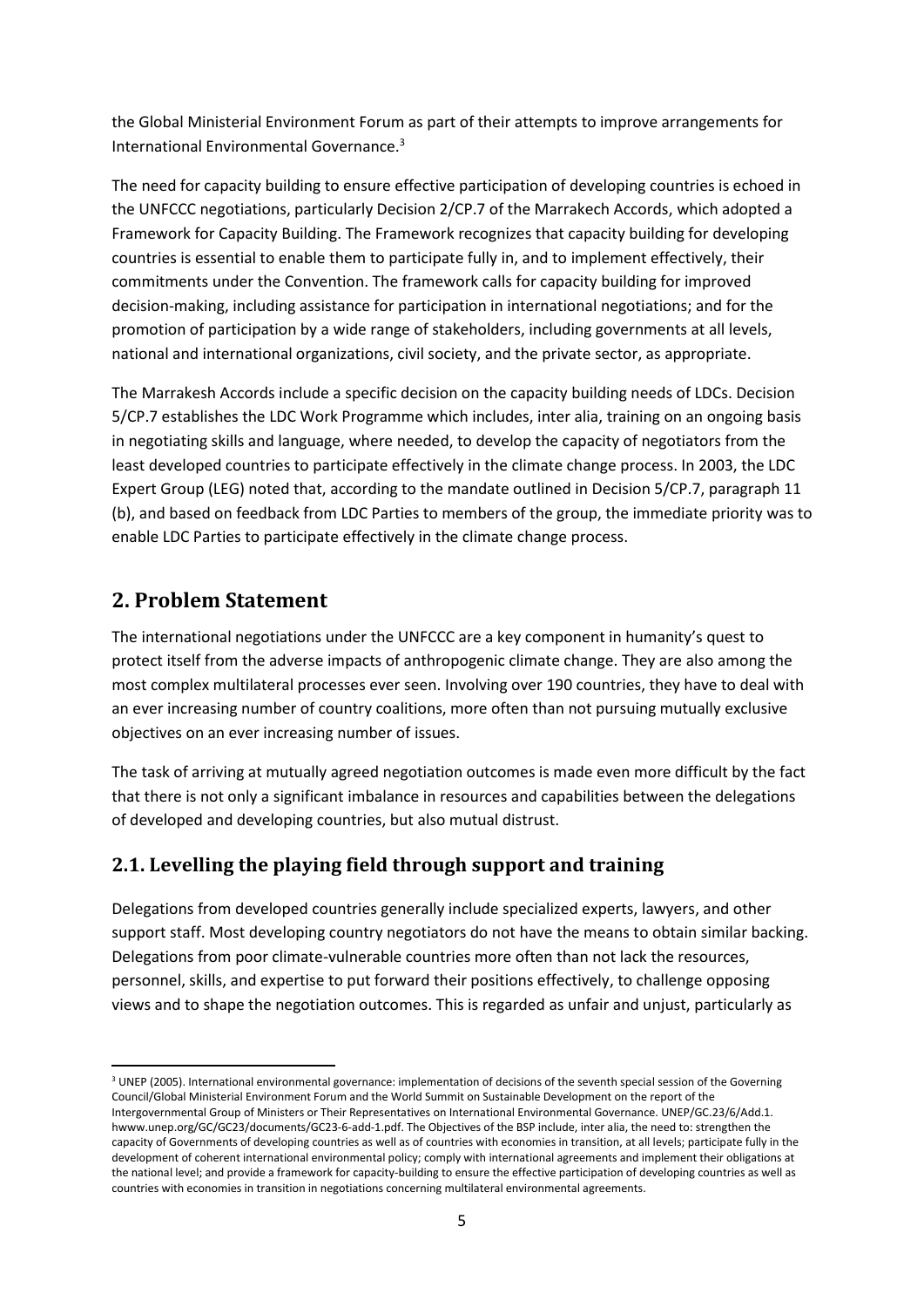the Global Ministerial Environment Forum as part of their attempts to improve arrangements for International Environmental Governance.[3]

The need for capacity building to ensure effective participation of developing countries is echoed in the UNFCCC negotiations, particularly Decision 2/CP.7 of the Marrakech Accords, which adopted a Framework for Capacity Building. The Framework recognizes that capacity building for developing countries is essential to enable them to participate fully in, and to implement effectively, their commitments under the Convention. The framework calls for capacity building for improved decision-making, including assistance for participation in international negotiations; and for the promotion of participation by a wide range of stakeholders, including governments at all levels, national and international organizations, civil society, and the private sector, as appropriate.

The Marrakesh Accords include a specific decision on the capacity building needs of LDCs. Decision 5/CP.7 establishes the LDC Work Programme which includes, inter alia, training on an ongoing basis in negotiating skills and language, where needed, to develop the capacity of negotiators from the least developed countries to participate effectively in the climate change process. In 2003, the LDC Expert Group (LEG) noted that, according to the mandate outlined in Decision 5/CP.7, paragraph 11 (b), and based on feedback from LDC Parties to members of the group, the immediate priority was to enable LDC Parties to participate effectively in the climate change process.

## 2. Problem Statement

The international negotiations under the UNFCCC are a key component in humanity's quest to protect itself from the adverse impacts of anthropogenic climate change. They are also among the most complex multilateral processes ever seen. Involving over 190 countries, they have to deal with an ever increasing number of country coalitions, more often than not pursuing mutually exclusive objectives on an ever increasing number of issues.

The task of arriving at mutually agreed negotiation outcomes is made even more difficult by the fact that there is not only a significant imbalance in resources and capabilities between the delegations of developed and developing countries, but also mutual distrust.

### 2.1. Levelling the playing field through support and training

Delegations from developed countries generally include specialized experts, lawyers, and other support staff. Most developing country negotiators do not have the means to obtain similar backing. Delegations from poor climate-vulnerable countries more often than not lack the resources, personnel, skills, and expertise to put forward their positions effectively, to challenge opposing views and to shape the negotiation outcomes. This is regarded as unfair and unjust, particularly as

[3] UNEP (2005). International environmental governance: implementation of decisions of the seventh special session of the Governing Council/Global Ministerial Environment Forum and the World Summit on Sustainable Development on the report of the Intergovernmental Group of Ministers or Their Representatives on International Environmental Governance. UNEP/GC.23/6/Add.1. hwww.unep.org/GC/GC23/documents/GC23-6-add-1.pdf. The Objectives of the BSP include, inter alia, the need to: strengthen the capacity of Governments of developing countries as well as of countries with economies in transition, at all levels; participate fully in the development of coherent international environmental policy; comply with international agreements and implement their obligations at the national level; and provide a framework for capacity-building to ensure the effective participation of developing countries as well as countries with economies in transition in negotiations concerning multilateral environmental agreements.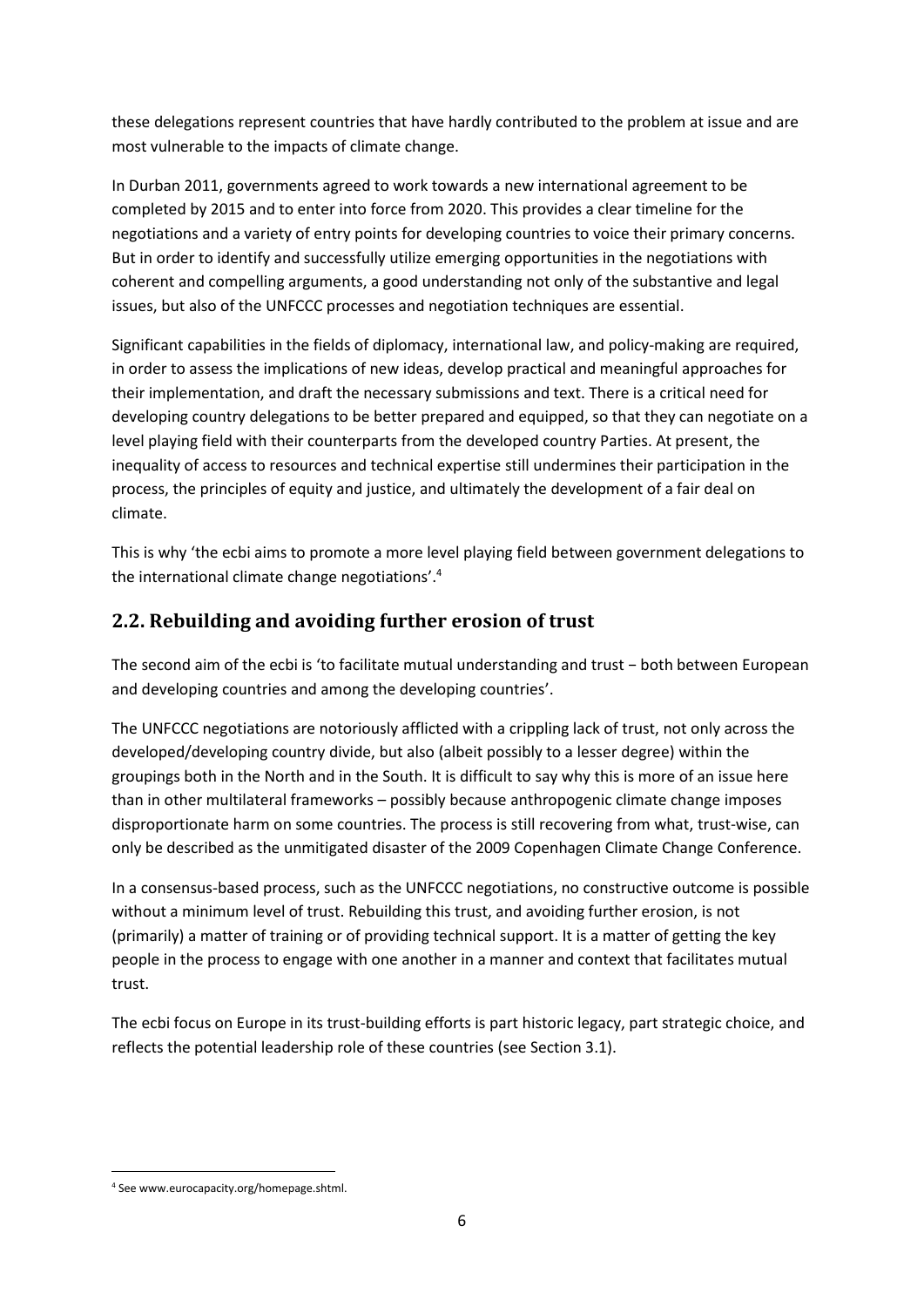these delegations represent countries that have hardly contributed to the problem at issue and are most vulnerable to the impacts of climate change.

In Durban 2011, governments agreed to work towards a new international agreement to be completed by 2015 and to enter into force from 2020. This provides a clear timeline for the negotiations and a variety of entry points for developing countries to voice their primary concerns. But in order to identify and successfully utilize emerging opportunities in the negotiations with coherent and compelling arguments, a good understanding not only of the substantive and legal issues, but also of the UNFCCC processes and negotiation techniques are essential.

Significant capabilities in the fields of diplomacy, international law, and policy-making are required, in order to assess the implications of new ideas, develop practical and meaningful approaches for their implementation, and draft the necessary submissions and text. There is a critical need for developing country delegations to be better prepared and equipped, so that they can negotiate on a level playing field with their counterparts from the developed country Parties. At present, the inequality of access to resources and technical expertise still undermines their participation in the process, the principles of equity and justice, and ultimately the development of a fair deal on climate.

This is why 'the ecbi aims to promote a more level playing field between government delegations to the international climate change negotiations'.[4]

## 2.2. Rebuilding and avoiding further erosion of trust

The second aim of the ecbi is 'to facilitate mutual understanding and trust − both between European and developing countries and among the developing countries'.

The UNFCCC negotiations are notoriously afflicted with a crippling lack of trust, not only across the developed/developing country divide, but also (albeit possibly to a lesser degree) within the groupings both in the North and in the South. It is difficult to say why this is more of an issue here than in other multilateral frameworks – possibly because anthropogenic climate change imposes disproportionate harm on some countries. The process is still recovering from what, trust-wise, can only be described as the unmitigated disaster of the 2009 Copenhagen Climate Change Conference.

In a consensus-based process, such as the UNFCCC negotiations, no constructive outcome is possible without a minimum level of trust. Rebuilding this trust, and avoiding further erosion, is not (primarily) a matter of training or of providing technical support. It is a matter of getting the key people in the process to engage with one another in a manner and context that facilitates mutual trust.

The ecbi focus on Europe in its trust-building efforts is part historic legacy, part strategic choice, and reflects the potential leadership role of these countries (see Section 3.1).

[4] See www.eurocapacity.org/homepage.shtml.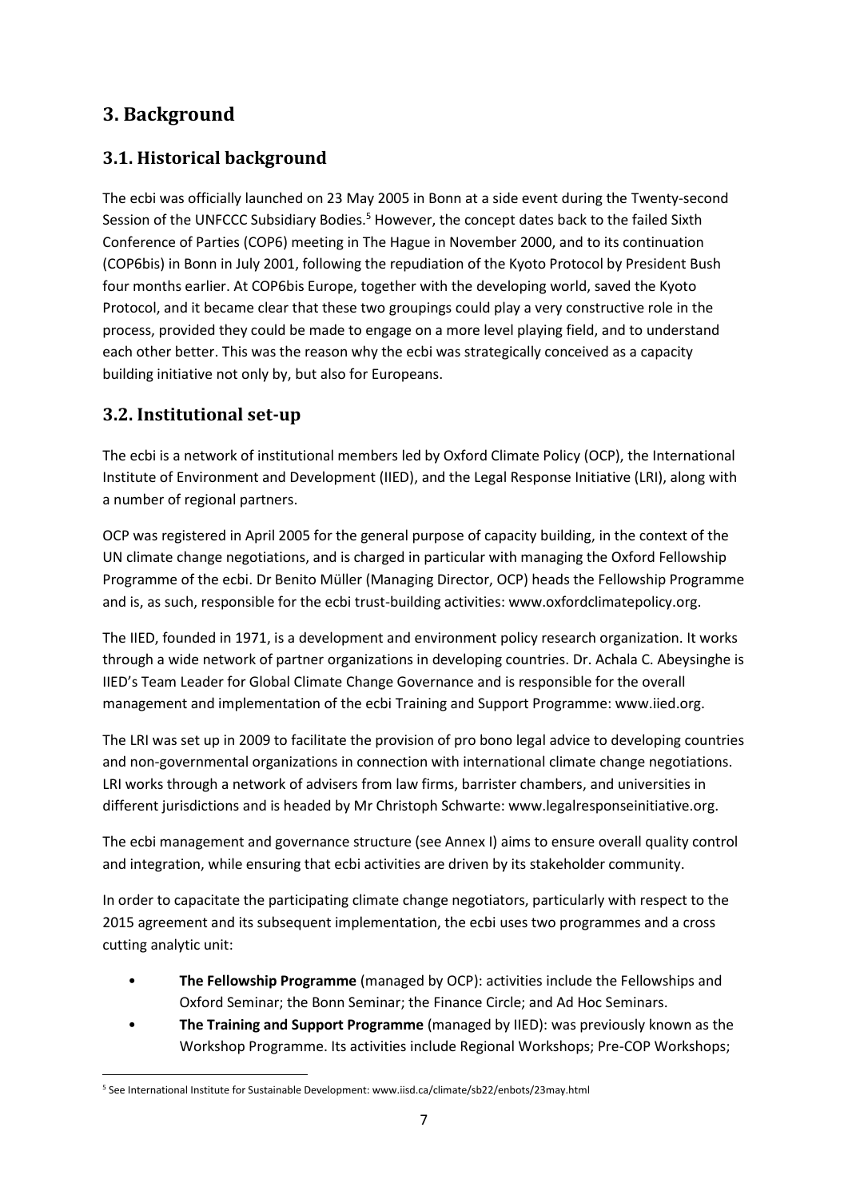# 3. Background

## 3.1. Historical background

The ecbi was officially launched on 23 May 2005 in Bonn at a side event during the Twenty-second Session of the UNFCCC Subsidiary Bodies.[5] However, the concept dates back to the failed Sixth Conference of Parties (COP6) meeting in The Hague in November 2000, and to its continuation (COP6bis) in Bonn in July 2001, following the repudiation of the Kyoto Protocol by President Bush four months earlier. At COP6bis Europe, together with the developing world, saved the Kyoto Protocol, and it became clear that these two groupings could play a very constructive role in the process, provided they could be made to engage on a more level playing field, and to understand each other better. This was the reason why the ecbi was strategically conceived as a capacity building initiative not only by, but also for Europeans.

## 3.2. Institutional set-up

The ecbi is a network of institutional members led by Oxford Climate Policy (OCP), the International Institute of Environment and Development (IIED), and the Legal Response Initiative (LRI), along with a number of regional partners.

OCP was registered in April 2005 for the general purpose of capacity building, in the context of the UN climate change negotiations, and is charged in particular with managing the Oxford Fellowship Programme of the ecbi. Dr Benito Müller (Managing Director, OCP) heads the Fellowship Programme and is, as such, responsible for the ecbi trust-building activities: www.oxfordclimatepolicy.org.

The IIED, founded in 1971, is a development and environment policy research organization. It works through a wide network of partner organizations in developing countries. Dr. Achala C. Abeysinghe is IIED's Team Leader for Global Climate Change Governance and is responsible for the overall management and implementation of the ecbi Training and Support Programme: www.iied.org.

The LRI was set up in 2009 to facilitate the provision of pro bono legal advice to developing countries and non-governmental organizations in connection with international climate change negotiations. LRI works through a network of advisers from law firms, barrister chambers, and universities in different jurisdictions and is headed by Mr Christoph Schwarte: www.legalresponseinitiative.org.

The ecbi management and governance structure (see Annex I) aims to ensure overall quality control and integration, while ensuring that ecbi activities are driven by its stakeholder community.

In order to capacitate the participating climate change negotiators, particularly with respect to the 2015 agreement and its subsequent implementation, the ecbi uses two programmes and a cross cutting analytic unit:

- **The Fellowship Programme** (managed by OCP): activities include the Fellowships and Oxford Seminar; the Bonn Seminar; the Finance Circle; and Ad Hoc Seminars.
- **The Training and Support Programme** (managed by IIED): was previously known as the Workshop Programme. Its activities include Regional Workshops; Pre-COP Workshops;

[5] See International Institute for Sustainable Development: www.iisd.ca/climate/sb22/enbots/23may.html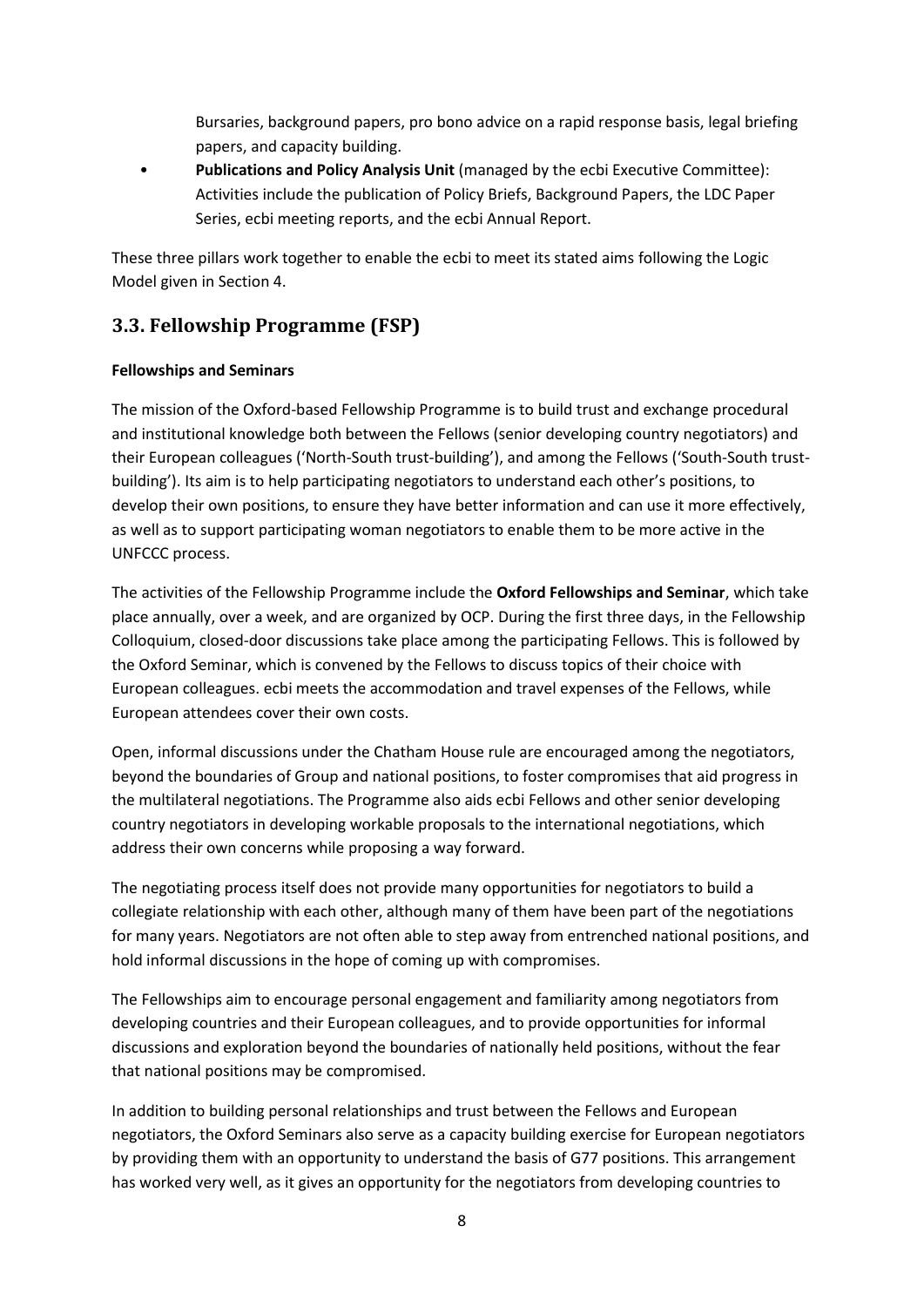Bursaries, background papers, pro bono advice on a rapid response basis, legal briefing papers, and capacity building.

- **Publications and Policy Analysis Unit** (managed by the ecbi Executive Committee): Activities include the publication of Policy Briefs, Background Papers, the LDC Paper Series, ecbi meeting reports, and the ecbi Annual Report.

These three pillars work together to enable the ecbi to meet its stated aims following the Logic Model given in Section 4.

## 3.3. Fellowship Programme (FSP)

**Fellowships and Seminars**

The mission of the Oxford-based Fellowship Programme is to build trust and exchange procedural and institutional knowledge both between the Fellows (senior developing country negotiators) and their European colleagues ('North-South trust-building'), and among the Fellows ('South-South trust-building'). Its aim is to help participating negotiators to understand each other's positions, to develop their own positions, to ensure they have better information and can use it more effectively, as well as to support participating woman negotiators to enable them to be more active in the UNFCCC process.

The activities of the Fellowship Programme include the **Oxford Fellowships and Seminar**, which take place annually, over a week, and are organized by OCP. During the first three days, in the Fellowship Colloquium, closed-door discussions take place among the participating Fellows. This is followed by the Oxford Seminar, which is convened by the Fellows to discuss topics of their choice with European colleagues. ecbi meets the accommodation and travel expenses of the Fellows, while European attendees cover their own costs.

Open, informal discussions under the Chatham House rule are encouraged among the negotiators, beyond the boundaries of Group and national positions, to foster compromises that aid progress in the multilateral negotiations. The Programme also aids ecbi Fellows and other senior developing country negotiators in developing workable proposals to the international negotiations, which address their own concerns while proposing a way forward.

The negotiating process itself does not provide many opportunities for negotiators to build a collegiate relationship with each other, although many of them have been part of the negotiations for many years. Negotiators are not often able to step away from entrenched national positions, and hold informal discussions in the hope of coming up with compromises.

The Fellowships aim to encourage personal engagement and familiarity among negotiators from developing countries and their European colleagues, and to provide opportunities for informal discussions and exploration beyond the boundaries of nationally held positions, without the fear that national positions may be compromised.

In addition to building personal relationships and trust between the Fellows and European negotiators, the Oxford Seminars also serve as a capacity building exercise for European negotiators by providing them with an opportunity to understand the basis of G77 positions. This arrangement has worked very well, as it gives an opportunity for the negotiators from developing countries to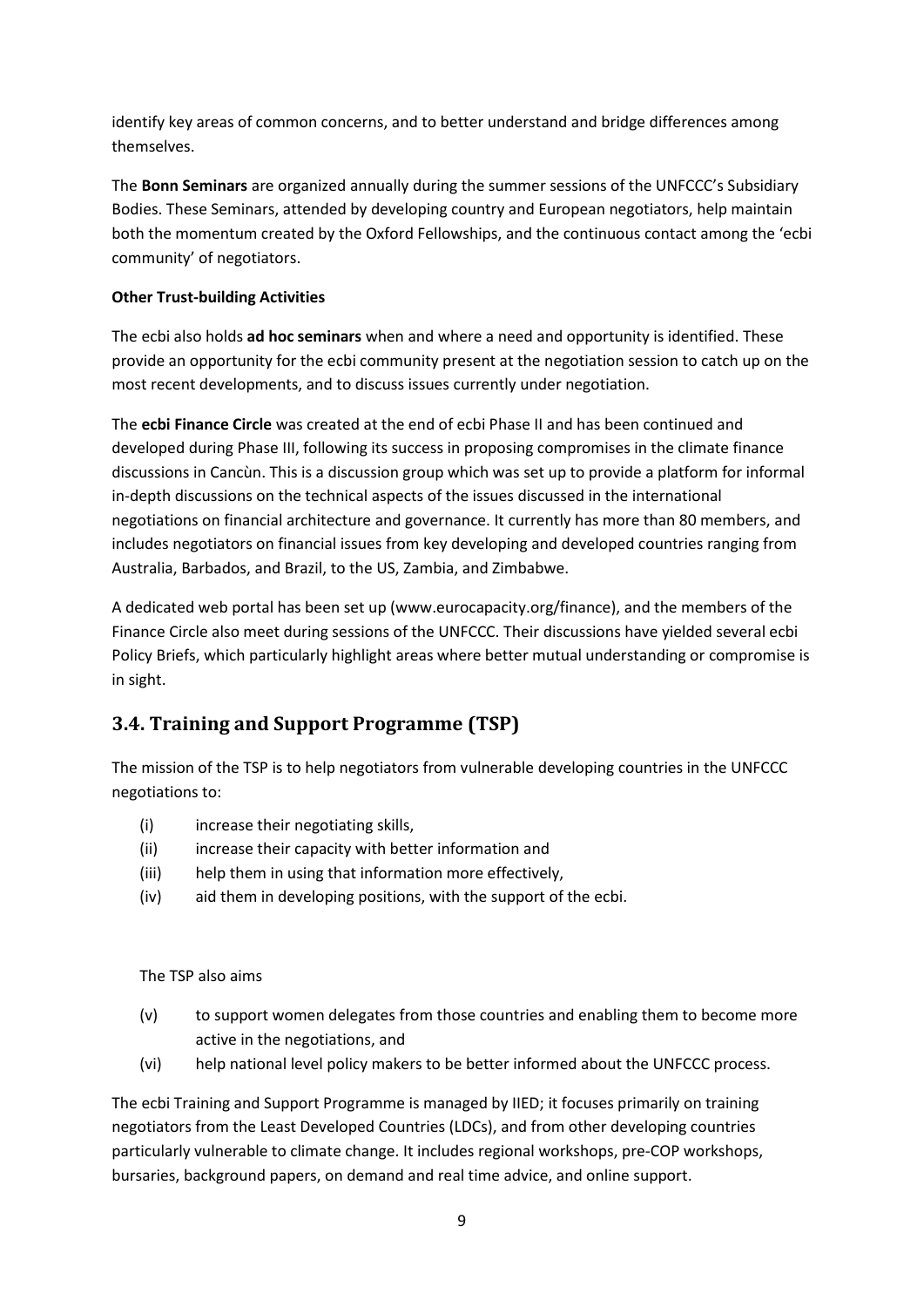identify key areas of common concerns, and to better understand and bridge differences among themselves.

The **Bonn Seminars** are organized annually during the summer sessions of the UNFCCC's Subsidiary Bodies. These Seminars, attended by developing country and European negotiators, help maintain both the momentum created by the Oxford Fellowships, and the continuous contact among the 'ecbi community' of negotiators.

**Other Trust-building Activities**

The ecbi also holds **ad hoc seminars** when and where a need and opportunity is identified. These provide an opportunity for the ecbi community present at the negotiation session to catch up on the most recent developments, and to discuss issues currently under negotiation.

The **ecbi Finance Circle** was created at the end of ecbi Phase II and has been continued and developed during Phase III, following its success in proposing compromises in the climate finance discussions in Cancùn. This is a discussion group which was set up to provide a platform for informal in-depth discussions on the technical aspects of the issues discussed in the international negotiations on financial architecture and governance. It currently has more than 80 members, and includes negotiators on financial issues from key developing and developed countries ranging from Australia, Barbados, and Brazil, to the US, Zambia, and Zimbabwe.

A dedicated web portal has been set up (www.eurocapacity.org/finance), and the members of the Finance Circle also meet during sessions of the UNFCCC. Their discussions have yielded several ecbi Policy Briefs, which particularly highlight areas where better mutual understanding or compromise is in sight.

## 3.4. Training and Support Programme (TSP)

The mission of the TSP is to help negotiators from vulnerable developing countries in the UNFCCC negotiations to:

(i) increase their negotiating skills,
(ii) increase their capacity with better information and
(iii) help them in using that information more effectively,
(iv) aid them in developing positions, with the support of the ecbi.

The TSP also aims

(v) to support women delegates from those countries and enabling them to become more active in the negotiations, and
(vi) help national level policy makers to be better informed about the UNFCCC process.

The ecbi Training and Support Programme is managed by IIED; it focuses primarily on training negotiators from the Least Developed Countries (LDCs), and from other developing countries particularly vulnerable to climate change. It includes regional workshops, pre-COP workshops, bursaries, background papers, on demand and real time advice, and online support.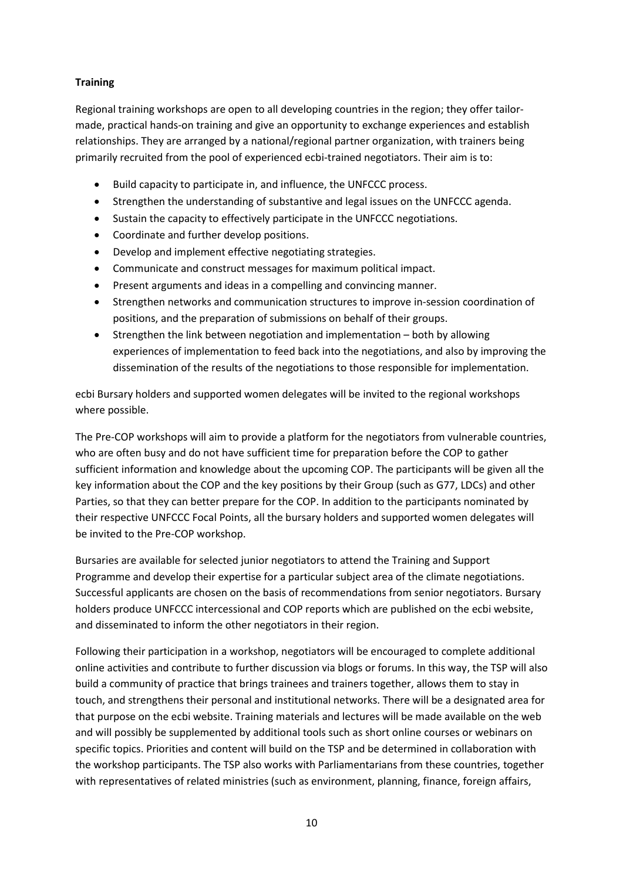**Training**

Regional training workshops are open to all developing countries in the region; they offer tailor-made, practical hands-on training and give an opportunity to exchange experiences and establish relationships. They are arranged by a national/regional partner organization, with trainers being primarily recruited from the pool of experienced ecbi-trained negotiators. Their aim is to:

- Build capacity to participate in, and influence, the UNFCCC process.
- Strengthen the understanding of substantive and legal issues on the UNFCCC agenda.
- Sustain the capacity to effectively participate in the UNFCCC negotiations.
- Coordinate and further develop positions.
- Develop and implement effective negotiating strategies.
- Communicate and construct messages for maximum political impact.
- Present arguments and ideas in a compelling and convincing manner.
- Strengthen networks and communication structures to improve in-session coordination of positions, and the preparation of submissions on behalf of their groups.
- Strengthen the link between negotiation and implementation – both by allowing experiences of implementation to feed back into the negotiations, and also by improving the dissemination of the results of the negotiations to those responsible for implementation.

ecbi Bursary holders and supported women delegates will be invited to the regional workshops where possible.

The Pre-COP workshops will aim to provide a platform for the negotiators from vulnerable countries, who are often busy and do not have sufficient time for preparation before the COP to gather sufficient information and knowledge about the upcoming COP. The participants will be given all the key information about the COP and the key positions by their Group (such as G77, LDCs) and other Parties, so that they can better prepare for the COP. In addition to the participants nominated by their respective UNFCCC Focal Points, all the bursary holders and supported women delegates will be invited to the Pre-COP workshop.

Bursaries are available for selected junior negotiators to attend the Training and Support Programme and develop their expertise for a particular subject area of the climate negotiations. Successful applicants are chosen on the basis of recommendations from senior negotiators. Bursary holders produce UNFCCC intercessional and COP reports which are published on the ecbi website, and disseminated to inform the other negotiators in their region.

Following their participation in a workshop, negotiators will be encouraged to complete additional online activities and contribute to further discussion via blogs or forums. In this way, the TSP will also build a community of practice that brings trainees and trainers together, allows them to stay in touch, and strengthens their personal and institutional networks. There will be a designated area for that purpose on the ecbi website. Training materials and lectures will be made available on the web and will possibly be supplemented by additional tools such as short online courses or webinars on specific topics. Priorities and content will build on the TSP and be determined in collaboration with the workshop participants. The TSP also works with Parliamentarians from these countries, together with representatives of related ministries (such as environment, planning, finance, foreign affairs,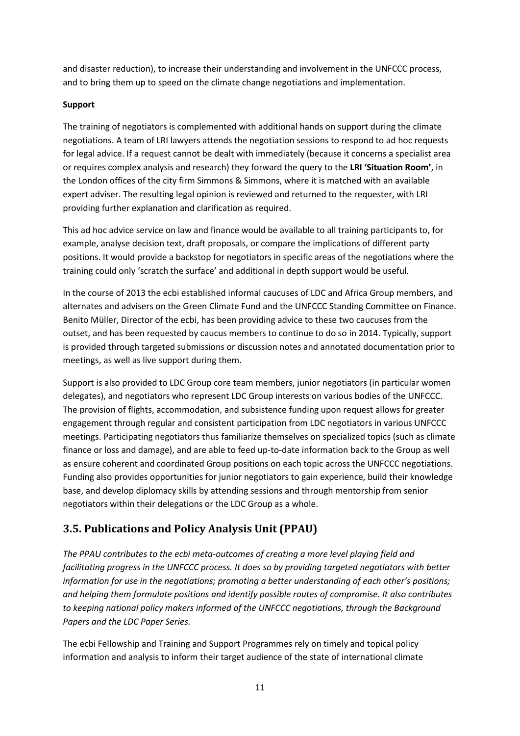and disaster reduction), to increase their understanding and involvement in the UNFCCC process, and to bring them up to speed on the climate change negotiations and implementation.

**Support**

The training of negotiators is complemented with additional hands on support during the climate negotiations. A team of LRI lawyers attends the negotiation sessions to respond to ad hoc requests for legal advice. If a request cannot be dealt with immediately (because it concerns a specialist area or requires complex analysis and research) they forward the query to the **LRI 'Situation Room'**, in the London offices of the city firm Simmons & Simmons, where it is matched with an available expert adviser. The resulting legal opinion is reviewed and returned to the requester, with LRI providing further explanation and clarification as required.

This ad hoc advice service on law and finance would be available to all training participants to, for example, analyse decision text, draft proposals, or compare the implications of different party positions. It would provide a backstop for negotiators in specific areas of the negotiations where the training could only 'scratch the surface' and additional in depth support would be useful.

In the course of 2013 the ecbi established informal caucuses of LDC and Africa Group members, and alternates and advisers on the Green Climate Fund and the UNFCCC Standing Committee on Finance. Benito Müller, Director of the ecbi, has been providing advice to these two caucuses from the outset, and has been requested by caucus members to continue to do so in 2014. Typically, support is provided through targeted submissions or discussion notes and annotated documentation prior to meetings, as well as live support during them.

Support is also provided to LDC Group core team members, junior negotiators (in particular women delegates), and negotiators who represent LDC Group interests on various bodies of the UNFCCC. The provision of flights, accommodation, and subsistence funding upon request allows for greater engagement through regular and consistent participation from LDC negotiators in various UNFCCC meetings. Participating negotiators thus familiarize themselves on specialized topics (such as climate finance or loss and damage), and are able to feed up-to-date information back to the Group as well as ensure coherent and coordinated Group positions on each topic across the UNFCCC negotiations. Funding also provides opportunities for junior negotiators to gain experience, build their knowledge base, and develop diplomacy skills by attending sessions and through mentorship from senior negotiators within their delegations or the LDC Group as a whole.

## 3.5. Publications and Policy Analysis Unit (PPAU)

*The PPAU contributes to the ecbi meta-outcomes of creating a more level playing field and facilitating progress in the UNFCCC process. It does so by providing targeted negotiators with better information for use in the negotiations; promoting a better understanding of each other's positions; and helping them formulate positions and identify possible routes of compromise. It also contributes to keeping national policy makers informed of the UNFCCC negotiations, through the Background Papers and the LDC Paper Series.*

The ecbi Fellowship and Training and Support Programmes rely on timely and topical policy information and analysis to inform their target audience of the state of international climate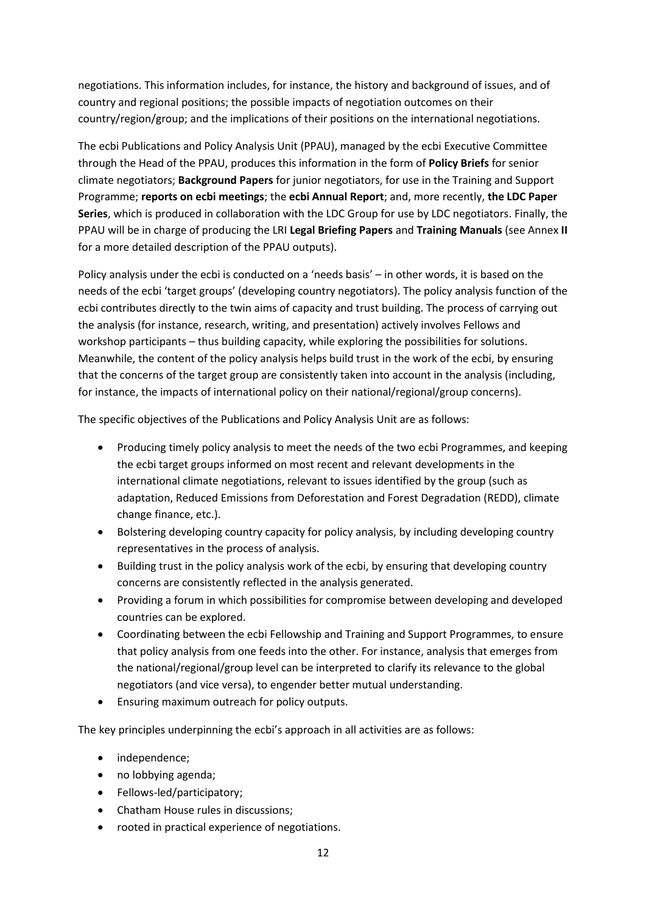negotiations. This information includes, for instance, the history and background of issues, and of country and regional positions; the possible impacts of negotiation outcomes on their country/region/group; and the implications of their positions on the international negotiations.

The ecbi Publications and Policy Analysis Unit (PPAU), managed by the ecbi Executive Committee through the Head of the PPAU, produces this information in the form of **Policy Briefs** for senior climate negotiators; **Background Papers** for junior negotiators, for use in the Training and Support Programme; **reports on ecbi meetings**; the **ecbi Annual Report**; and, more recently, **the LDC Paper Series**, which is produced in collaboration with the LDC Group for use by LDC negotiators. Finally, the PPAU will be in charge of producing the LRI **Legal Briefing Papers** and **Training Manuals** (see Annex **II** for a more detailed description of the PPAU outputs).

Policy analysis under the ecbi is conducted on a 'needs basis' – in other words, it is based on the needs of the ecbi 'target groups' (developing country negotiators). The policy analysis function of the ecbi contributes directly to the twin aims of capacity and trust building. The process of carrying out the analysis (for instance, research, writing, and presentation) actively involves Fellows and workshop participants – thus building capacity, while exploring the possibilities for solutions. Meanwhile, the content of the policy analysis helps build trust in the work of the ecbi, by ensuring that the concerns of the target group are consistently taken into account in the analysis (including, for instance, the impacts of international policy on their national/regional/group concerns).

The specific objectives of the Publications and Policy Analysis Unit are as follows:

- Producing timely policy analysis to meet the needs of the two ecbi Programmes, and keeping the ecbi target groups informed on most recent and relevant developments in the international climate negotiations, relevant to issues identified by the group (such as adaptation, Reduced Emissions from Deforestation and Forest Degradation (REDD), climate change finance, etc.).
- Bolstering developing country capacity for policy analysis, by including developing country representatives in the process of analysis.
- Building trust in the policy analysis work of the ecbi, by ensuring that developing country concerns are consistently reflected in the analysis generated.
- Providing a forum in which possibilities for compromise between developing and developed countries can be explored.
- Coordinating between the ecbi Fellowship and Training and Support Programmes, to ensure that policy analysis from one feeds into the other. For instance, analysis that emerges from the national/regional/group level can be interpreted to clarify its relevance to the global negotiators (and vice versa), to engender better mutual understanding.
- Ensuring maximum outreach for policy outputs.

The key principles underpinning the ecbi's approach in all activities are as follows:

- independence;
- no lobbying agenda;
- Fellows-led/participatory;
- Chatham House rules in discussions;
- rooted in practical experience of negotiations.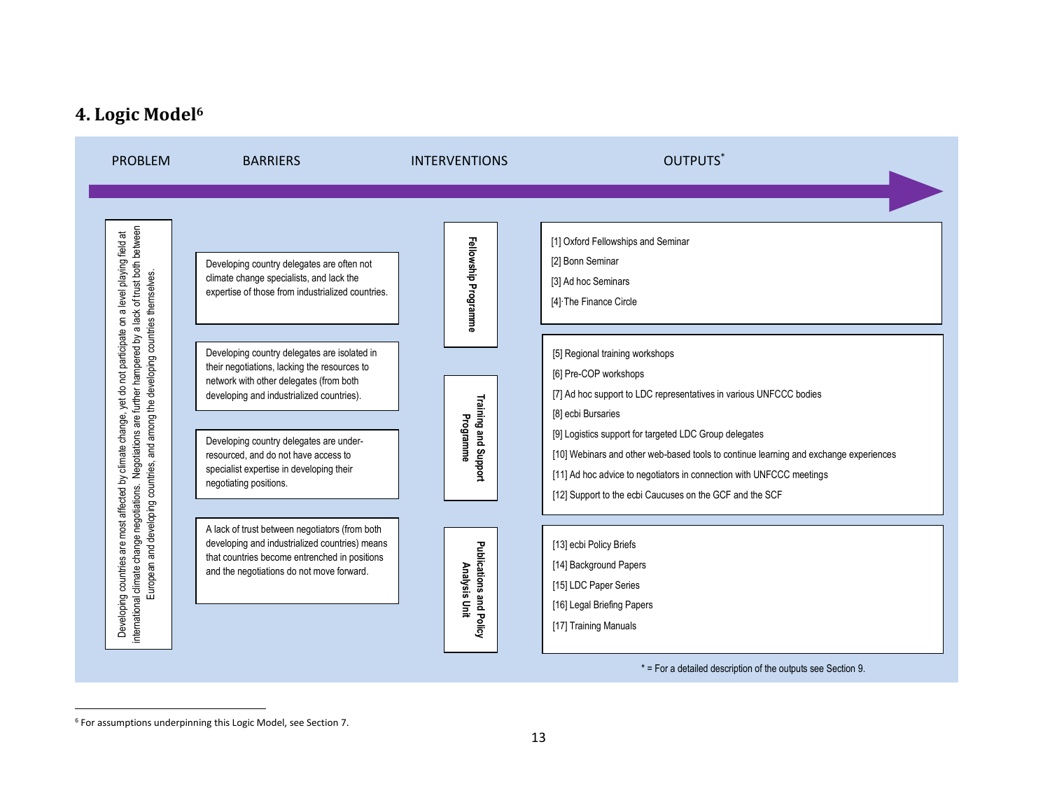## 4. Logic Model[6]

PROBLEM → BARRIERS → INTERVENTIONS → OUTPUTS*

**PROBLEM**

Developing countries are most affected by climate change, yet do not participate on a level playing field at international climate change negotiations. Negotiations are further hampered by a lack of trust both between European and developing countries, and among the developing countries themselves.

**BARRIERS**

- Developing country delegates are often not climate change specialists, and lack the expertise of those from industrialized countries.
- Developing country delegates are isolated in their negotiations, lacking the resources to network with other delegates (from both developing and industrialized countries).
- Developing country delegates are under-resourced, and do not have access to specialist expertise in developing their negotiating positions.
- A lack of trust between negotiators (from both developing and industrialized countries) means that countries become entrenched in positions and the negotiations do not move forward.

**INTERVENTIONS AND OUTPUTS**

| INTERVENTIONS | OUTPUTS* |
| --- | --- |
| Fellowship Programme | [1] Oxford Fellowships and Seminar<br>[2] Bonn Seminar<br>[3] Ad hoc Seminars<br>[4] The Finance Circle |
| Training and Support Programme | [5] Regional training workshops<br>[6] Pre-COP workshops<br>[7] Ad hoc support to LDC representatives in various UNFCCC bodies<br>[8] ecbi Bursaries<br>[9] Logistics support for targeted LDC Group delegates<br>[10] Webinars and other web-based tools to continue learning and exchange experiences<br>[11] Ad hoc advice to negotiators in connection with UNFCCC meetings<br>[12] Support to the ecbi Caucuses on the GCF and the SCF |
| Publications and Policy Analysis Unit | [13] ecbi Policy Briefs<br>[14] Background Papers<br>[15] LDC Paper Series<br>[16] Legal Briefing Papers<br>[17] Training Manuals |

* = For a detailed description of the outputs see Section 9.

[6] For assumptions underpinning this Logic Model, see Section 7.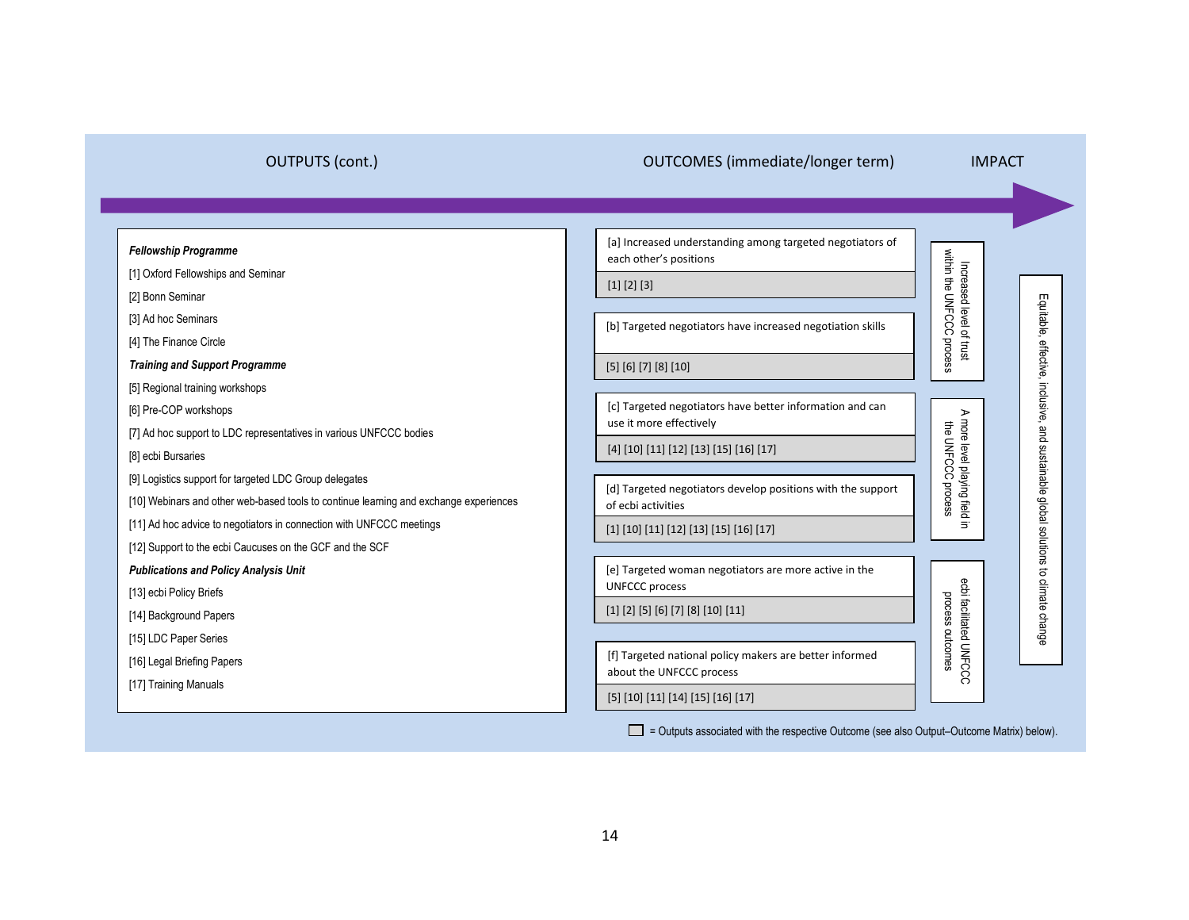OUTPUTS (cont.) → OUTCOMES (immediate/longer term) → IMPACT

**Fellowship Programme**

[1] Oxford Fellowships and Seminar

[2] Bonn Seminar

[3] Ad hoc Seminars

[4] The Finance Circle

**Training and Support Programme**

[5] Regional training workshops

[6] Pre-COP workshops

[7] Ad hoc support to LDC representatives in various UNFCCC bodies

[8] ecbi Bursaries

[9] Logistics support for targeted LDC Group delegates

[10] Webinars and other web-based tools to continue learning and exchange experiences

[11] Ad hoc advice to negotiators in connection with UNFCCC meetings

[12] Support to the ecbi Caucuses on the GCF and the SCF

**Publications and Policy Analysis Unit**

[13] ecbi Policy Briefs

[14] Background Papers

[15] LDC Paper Series

[16] Legal Briefing Papers

[17] Training Manuals

| Outcome | Associated Outputs |
| --- | --- |
| [a] Increased understanding among targeted negotiators of each other's positions | [1] [2] [3] |
| [b] Targeted negotiators have increased negotiation skills | [5] [6] [7] [8] [10] |
| [c] Targeted negotiators have better information and can use it more effectively | [4] [10] [11] [12] [13] [15] [16] [17] |
| [d] Targeted negotiators develop positions with the support of ecbi activities | [1] [10] [11] [12] [13] [15] [16] [17] |
| [e] Targeted woman negotiators are more active in the UNFCCC process | [1] [2] [5] [6] [7] [8] [10] [11] |
| [f] Targeted national policy makers are better informed about the UNFCCC process | [5] [10] [11] [14] [15] [16] [17] |

Longer-term outcomes:

- Increased level of trust within the UNFCCC process
- A more level playing field in the UNFCCC process
- ecbi facilitated UNFCCC process outcomes

IMPACT: Equitable, effective, inclusive, and sustainable global solutions to climate change

☐ = Outputs associated with the respective Outcome (see also Output–Outcome Matrix) below).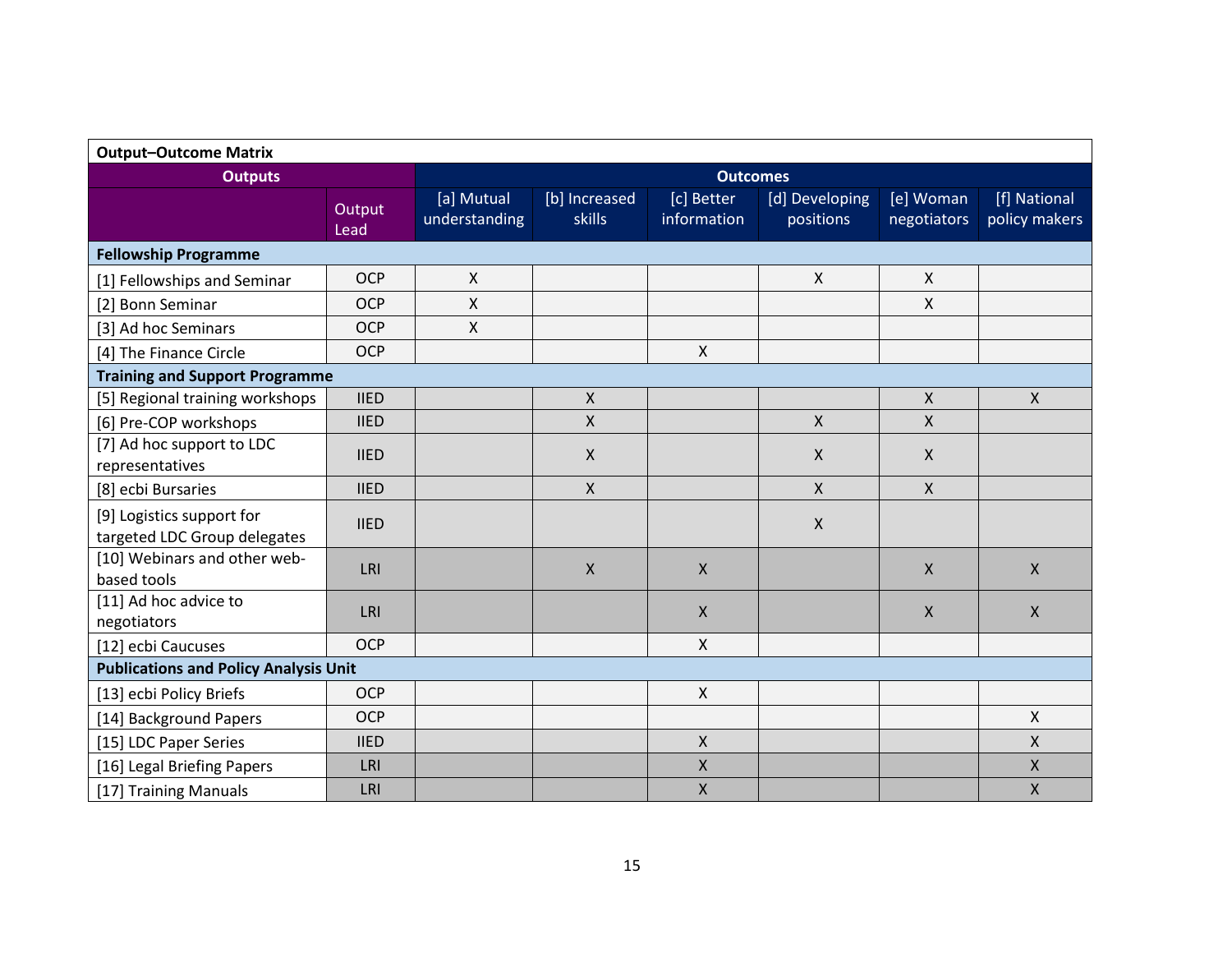**Output–Outcome Matrix**

| Outputs | | Outcomes | | | | | |
|---|---|---|---|---|---|---|---|
| | Output Lead | [a] Mutual understanding | [b] Increased skills | [c] Better information | [d] Developing positions | [e] Woman negotiators | [f] National policy makers |
| **Fellowship Programme** | | | | | | | |
| [1] Fellowships and Seminar | OCP | X | | | X | X | |
| [2] Bonn Seminar | OCP | X | | | | X | |
| [3] Ad hoc Seminars | OCP | X | | | | | |
| [4] The Finance Circle | OCP | | | X | | | |
| **Training and Support Programme** | | | | | | | |
| [5] Regional training workshops | IIED | | X | | | X | X |
| [6] Pre-COP workshops | IIED | | X | | X | X | |
| [7] Ad hoc support to LDC representatives | IIED | | X | | X | X | |
| [8] ecbi Bursaries | IIED | | X | | X | X | |
| [9] Logistics support for targeted LDC Group delegates | IIED | | | | X | | |
| [10] Webinars and other web-based tools | LRI | | X | X | | X | X |
| [11] Ad hoc advice to negotiators | LRI | | | X | | X | X |
| [12] ecbi Caucuses | OCP | | | X | | | |
| **Publications and Policy Analysis Unit** | | | | | | | |
| [13] ecbi Policy Briefs | OCP | | | X | | | |
| [14] Background Papers | OCP | | | | | | X |
| [15] LDC Paper Series | IIED | | | X | | | X |
| [16] Legal Briefing Papers | LRI | | | X | | | X |
| [17] Training Manuals | LRI | | | X | | | X |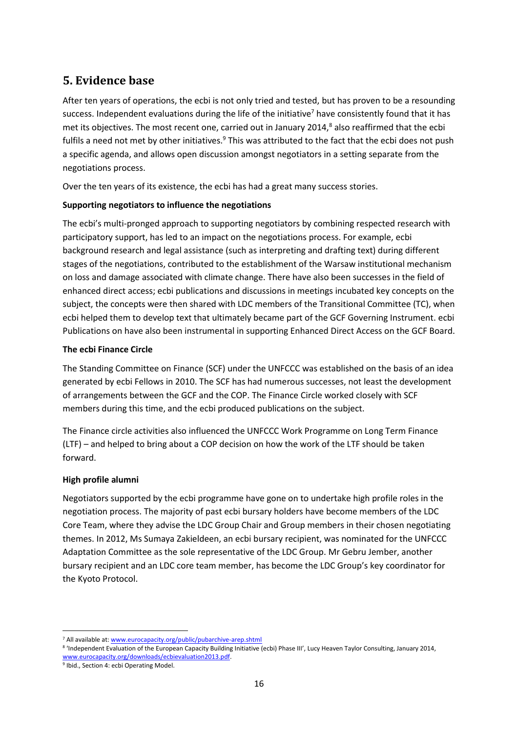## 5. Evidence base

After ten years of operations, the ecbi is not only tried and tested, but has proven to be a resounding success. Independent evaluations during the life of the initiative[7] have consistently found that it has met its objectives. The most recent one, carried out in January 2014,[8] also reaffirmed that the ecbi fulfils a need not met by other initiatives.[9] This was attributed to the fact that the ecbi does not push a specific agenda, and allows open discussion amongst negotiators in a setting separate from the negotiations process.

Over the ten years of its existence, the ecbi has had a great many success stories.

**Supporting negotiators to influence the negotiations**

The ecbi's multi-pronged approach to supporting negotiators by combining respected research with participatory support, has led to an impact on the negotiations process. For example, ecbi background research and legal assistance (such as interpreting and drafting text) during different stages of the negotiations, contributed to the establishment of the Warsaw institutional mechanism on loss and damage associated with climate change. There have also been successes in the field of enhanced direct access; ecbi publications and discussions in meetings incubated key concepts on the subject, the concepts were then shared with LDC members of the Transitional Committee (TC), when ecbi helped them to develop text that ultimately became part of the GCF Governing Instrument. ecbi Publications on have also been instrumental in supporting Enhanced Direct Access on the GCF Board.

**The ecbi Finance Circle**

The Standing Committee on Finance (SCF) under the UNFCCC was established on the basis of an idea generated by ecbi Fellows in 2010. The SCF has had numerous successes, not least the development of arrangements between the GCF and the COP. The Finance Circle worked closely with SCF members during this time, and the ecbi produced publications on the subject.

The Finance circle activities also influenced the UNFCCC Work Programme on Long Term Finance (LTF) – and helped to bring about a COP decision on how the work of the LTF should be taken forward.

**High profile alumni**

Negotiators supported by the ecbi programme have gone on to undertake high profile roles in the negotiation process. The majority of past ecbi bursary holders have become members of the LDC Core Team, where they advise the LDC Group Chair and Group members in their chosen negotiating themes. In 2012, Ms Sumaya Zakieldeen, an ecbi bursary recipient, was nominated for the UNFCCC Adaptation Committee as the sole representative of the LDC Group. Mr Gebru Jember, another bursary recipient and an LDC core team member, has become the LDC Group's key coordinator for the Kyoto Protocol.

---

[7] All available at: www.eurocapacity.org/public/pubarchive-arep.shtml

[8] 'Independent Evaluation of the European Capacity Building Initiative (ecbi) Phase III', Lucy Heaven Taylor Consulting, January 2014, www.eurocapacity.org/downloads/ecbievaluation2013.pdf.

[9] Ibid., Section 4: ecbi Operating Model.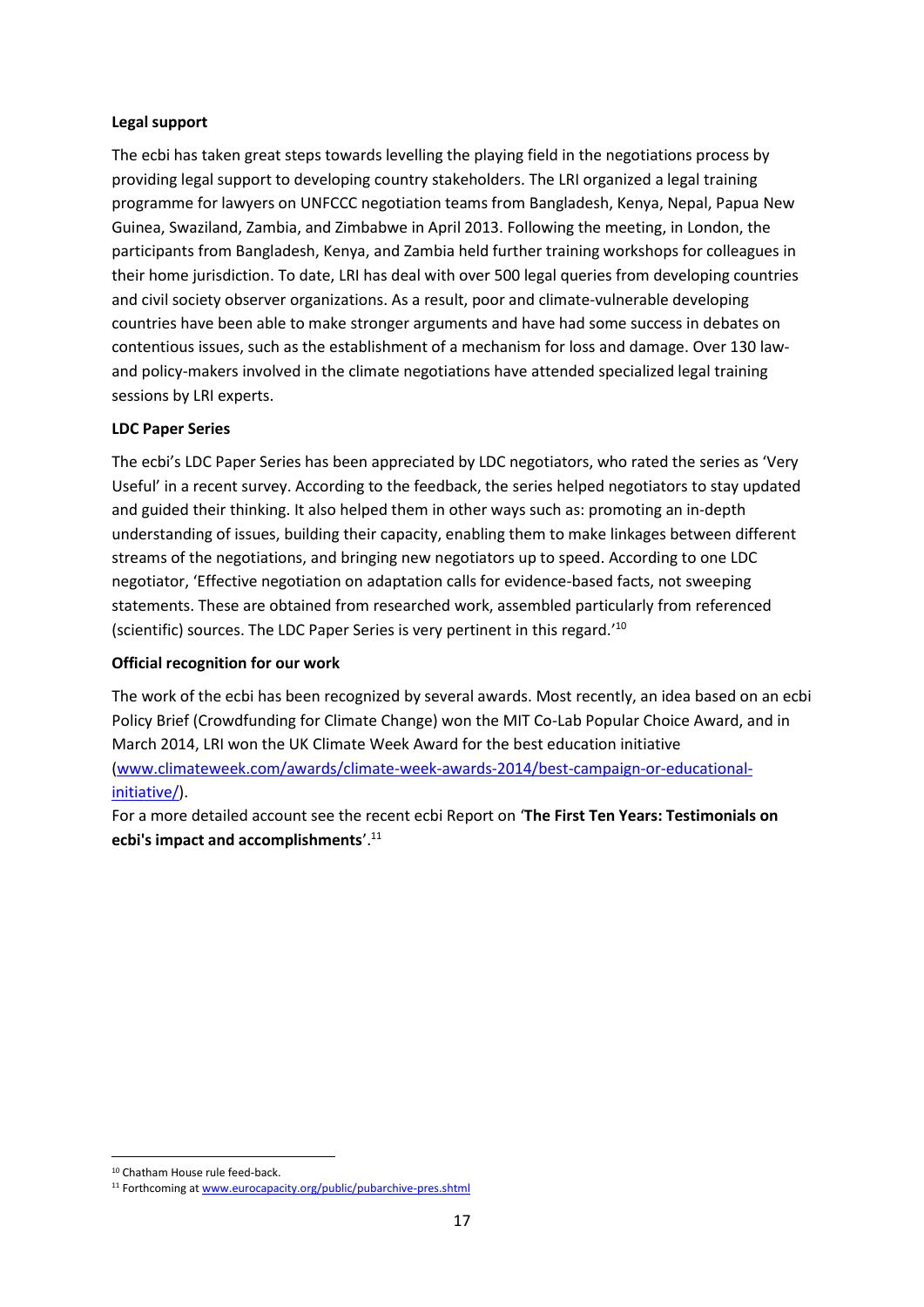**Legal support**

The ecbi has taken great steps towards levelling the playing field in the negotiations process by providing legal support to developing country stakeholders. The LRI organized a legal training programme for lawyers on UNFCCC negotiation teams from Bangladesh, Kenya, Nepal, Papua New Guinea, Swaziland, Zambia, and Zimbabwe in April 2013. Following the meeting, in London, the participants from Bangladesh, Kenya, and Zambia held further training workshops for colleagues in their home jurisdiction. To date, LRI has deal with over 500 legal queries from developing countries and civil society observer organizations. As a result, poor and climate-vulnerable developing countries have been able to make stronger arguments and have had some success in debates on contentious issues, such as the establishment of a mechanism for loss and damage. Over 130 law- and policy-makers involved in the climate negotiations have attended specialized legal training sessions by LRI experts.

**LDC Paper Series**

The ecbi's LDC Paper Series has been appreciated by LDC negotiators, who rated the series as 'Very Useful' in a recent survey. According to the feedback, the series helped negotiators to stay updated and guided their thinking. It also helped them in other ways such as: promoting an in-depth understanding of issues, building their capacity, enabling them to make linkages between different streams of the negotiations, and bringing new negotiators up to speed. According to one LDC negotiator, 'Effective negotiation on adaptation calls for evidence-based facts, not sweeping statements. These are obtained from researched work, assembled particularly from referenced (scientific) sources. The LDC Paper Series is very pertinent in this regard.'[10]

**Official recognition for our work**

The work of the ecbi has been recognized by several awards. Most recently, an idea based on an ecbi Policy Brief (Crowdfunding for Climate Change) won the MIT Co-Lab Popular Choice Award, and in March 2014, LRI won the UK Climate Week Award for the best education initiative (www.climateweek.com/awards/climate-week-awards-2014/best-campaign-or-educational-initiative/).

For a more detailed account see the recent ecbi Report on '**The First Ten Years: Testimonials on ecbi's impact and accomplishments**'.[11]

---

[10] Chatham House rule feed-back.

[11] Forthcoming at www.eurocapacity.org/public/pubarchive-pres.shtml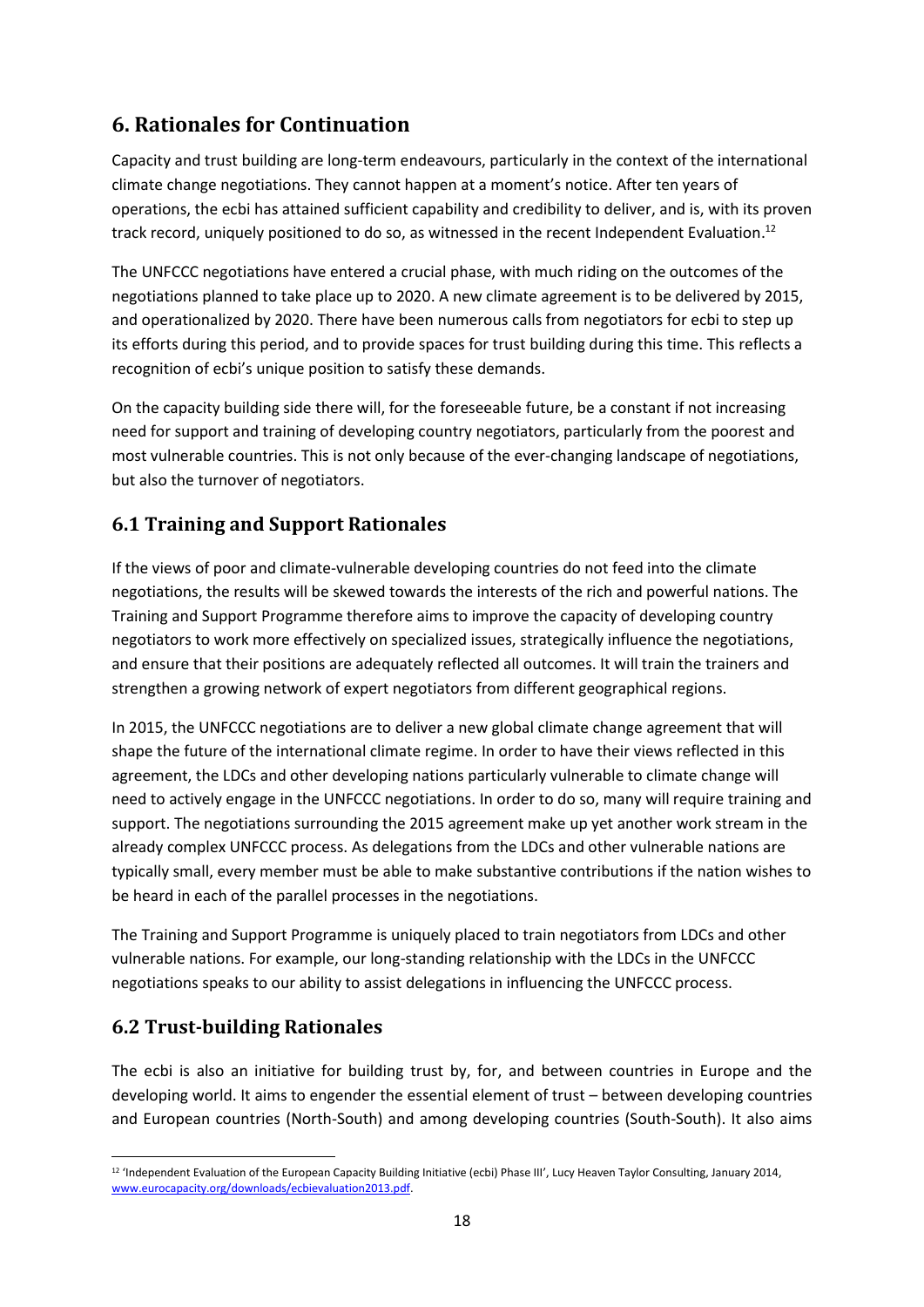# 6. Rationales for Continuation

Capacity and trust building are long-term endeavours, particularly in the context of the international climate change negotiations. They cannot happen at a moment's notice. After ten years of operations, the ecbi has attained sufficient capability and credibility to deliver, and is, with its proven track record, uniquely positioned to do so, as witnessed in the recent Independent Evaluation.[12]

The UNFCCC negotiations have entered a crucial phase, with much riding on the outcomes of the negotiations planned to take place up to 2020. A new climate agreement is to be delivered by 2015, and operationalized by 2020. There have been numerous calls from negotiators for ecbi to step up its efforts during this period, and to provide spaces for trust building during this time. This reflects a recognition of ecbi's unique position to satisfy these demands.

On the capacity building side there will, for the foreseeable future, be a constant if not increasing need for support and training of developing country negotiators, particularly from the poorest and most vulnerable countries. This is not only because of the ever-changing landscape of negotiations, but also the turnover of negotiators.

## 6.1 Training and Support Rationales

If the views of poor and climate-vulnerable developing countries do not feed into the climate negotiations, the results will be skewed towards the interests of the rich and powerful nations. The Training and Support Programme therefore aims to improve the capacity of developing country negotiators to work more effectively on specialized issues, strategically influence the negotiations, and ensure that their positions are adequately reflected all outcomes. It will train the trainers and strengthen a growing network of expert negotiators from different geographical regions.

In 2015, the UNFCCC negotiations are to deliver a new global climate change agreement that will shape the future of the international climate regime. In order to have their views reflected in this agreement, the LDCs and other developing nations particularly vulnerable to climate change will need to actively engage in the UNFCCC negotiations. In order to do so, many will require training and support. The negotiations surrounding the 2015 agreement make up yet another work stream in the already complex UNFCCC process. As delegations from the LDCs and other vulnerable nations are typically small, every member must be able to make substantive contributions if the nation wishes to be heard in each of the parallel processes in the negotiations.

The Training and Support Programme is uniquely placed to train negotiators from LDCs and other vulnerable nations. For example, our long-standing relationship with the LDCs in the UNFCCC negotiations speaks to our ability to assist delegations in influencing the UNFCCC process.

## 6.2 Trust-building Rationales

The ecbi is also an initiative for building trust by, for, and between countries in Europe and the developing world. It aims to engender the essential element of trust – between developing countries and European countries (North-South) and among developing countries (South-South). It also aims

---

[12] 'Independent Evaluation of the European Capacity Building Initiative (ecbi) Phase III', Lucy Heaven Taylor Consulting, January 2014, www.eurocapacity.org/downloads/ecbievaluation2013.pdf.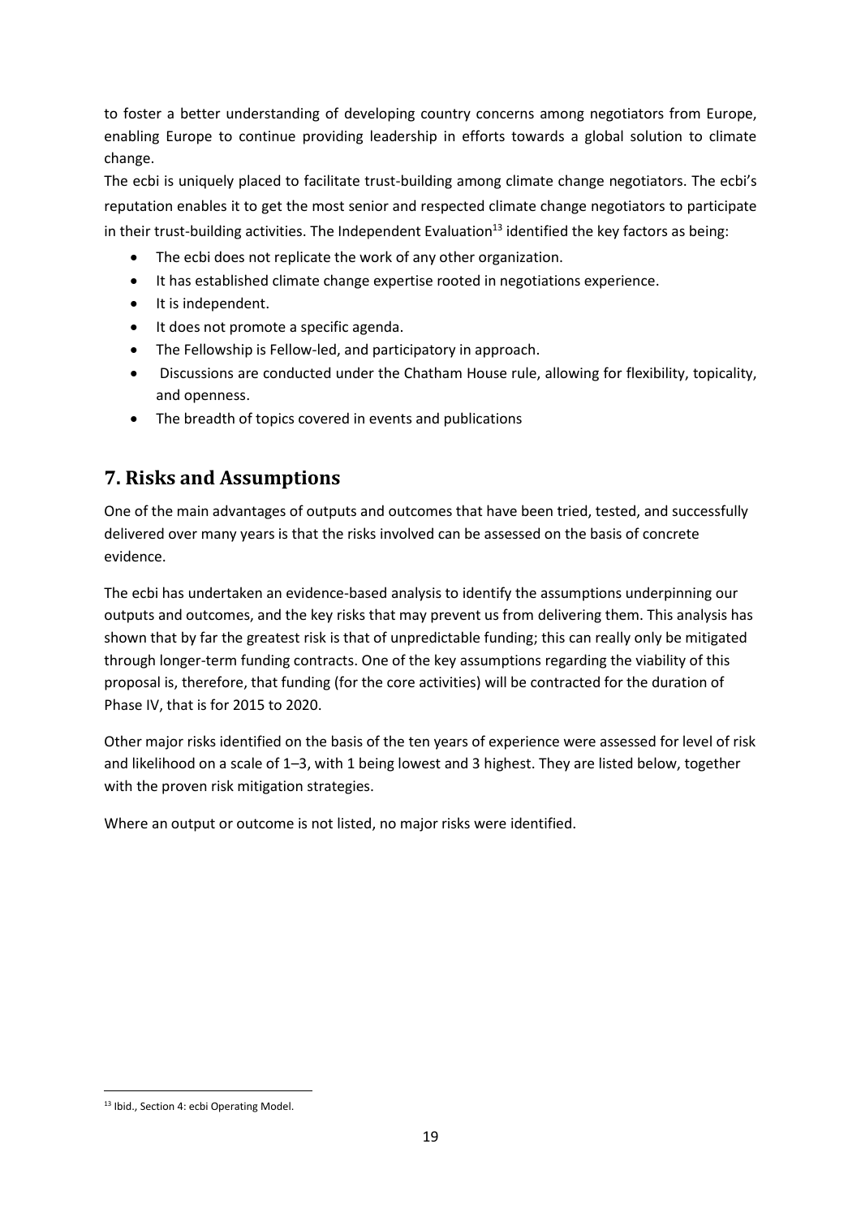to foster a better understanding of developing country concerns among negotiators from Europe, enabling Europe to continue providing leadership in efforts towards a global solution to climate change.

The ecbi is uniquely placed to facilitate trust-building among climate change negotiators. The ecbi's reputation enables it to get the most senior and respected climate change negotiators to participate in their trust-building activities. The Independent Evaluation[13] identified the key factors as being:

- The ecbi does not replicate the work of any other organization.
- It has established climate change expertise rooted in negotiations experience.
- It is independent.
- It does not promote a specific agenda.
- The Fellowship is Fellow-led, and participatory in approach.
- Discussions are conducted under the Chatham House rule, allowing for flexibility, topicality, and openness.
- The breadth of topics covered in events and publications

## 7. Risks and Assumptions

One of the main advantages of outputs and outcomes that have been tried, tested, and successfully delivered over many years is that the risks involved can be assessed on the basis of concrete evidence.

The ecbi has undertaken an evidence-based analysis to identify the assumptions underpinning our outputs and outcomes, and the key risks that may prevent us from delivering them. This analysis has shown that by far the greatest risk is that of unpredictable funding; this can really only be mitigated through longer-term funding contracts. One of the key assumptions regarding the viability of this proposal is, therefore, that funding (for the core activities) will be contracted for the duration of Phase IV, that is for 2015 to 2020.

Other major risks identified on the basis of the ten years of experience were assessed for level of risk and likelihood on a scale of 1–3, with 1 being lowest and 3 highest. They are listed below, together with the proven risk mitigation strategies.

Where an output or outcome is not listed, no major risks were identified.

[13] Ibid., Section 4: ecbi Operating Model.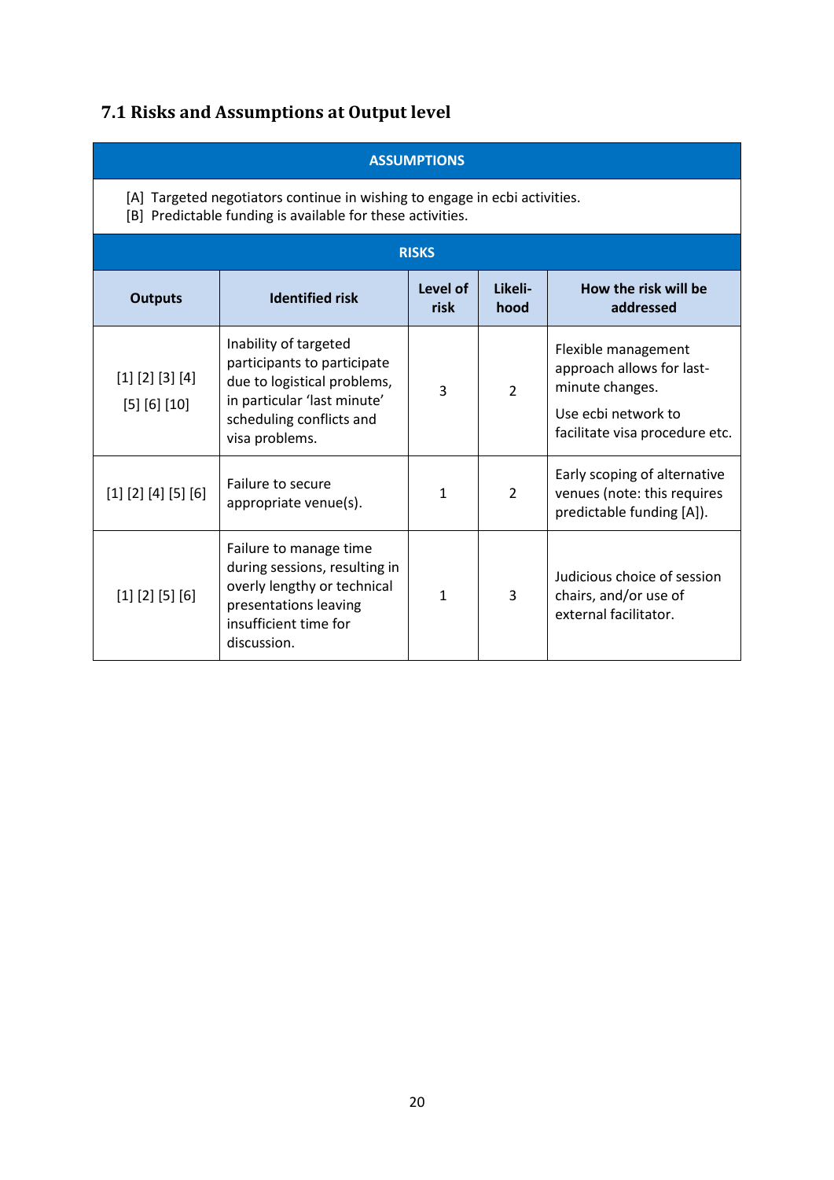## 7.1 Risks and Assumptions at Output level

| ASSUMPTIONS | | | | |
|---|---|---|---|---|
| [A] Targeted negotiators continue in wishing to engage in ecbi activities.<br>[B] Predictable funding is available for these activities. | | | | |
| **RISKS** | | | | |
| **Outputs** | **Identified risk** | **Level of risk** | **Likeli-hood** | **How the risk will be addressed** |
| [1] [2] [3] [4] [5] [6] [10] | Inability of targeted participants to participate due to logistical problems, in particular 'last minute' scheduling conflicts and visa problems. | 3 | 2 | Flexible management approach allows for last-minute changes.<br>Use ecbi network to facilitate visa procedure etc. |
| [1] [2] [4] [5] [6] | Failure to secure appropriate venue(s). | 1 | 2 | Early scoping of alternative venues (note: this requires predictable funding [A]). |
| [1] [2] [5] [6] | Failure to manage time during sessions, resulting in overly lengthy or technical presentations leaving insufficient time for discussion. | 1 | 3 | Judicious choice of session chairs, and/or use of external facilitator. |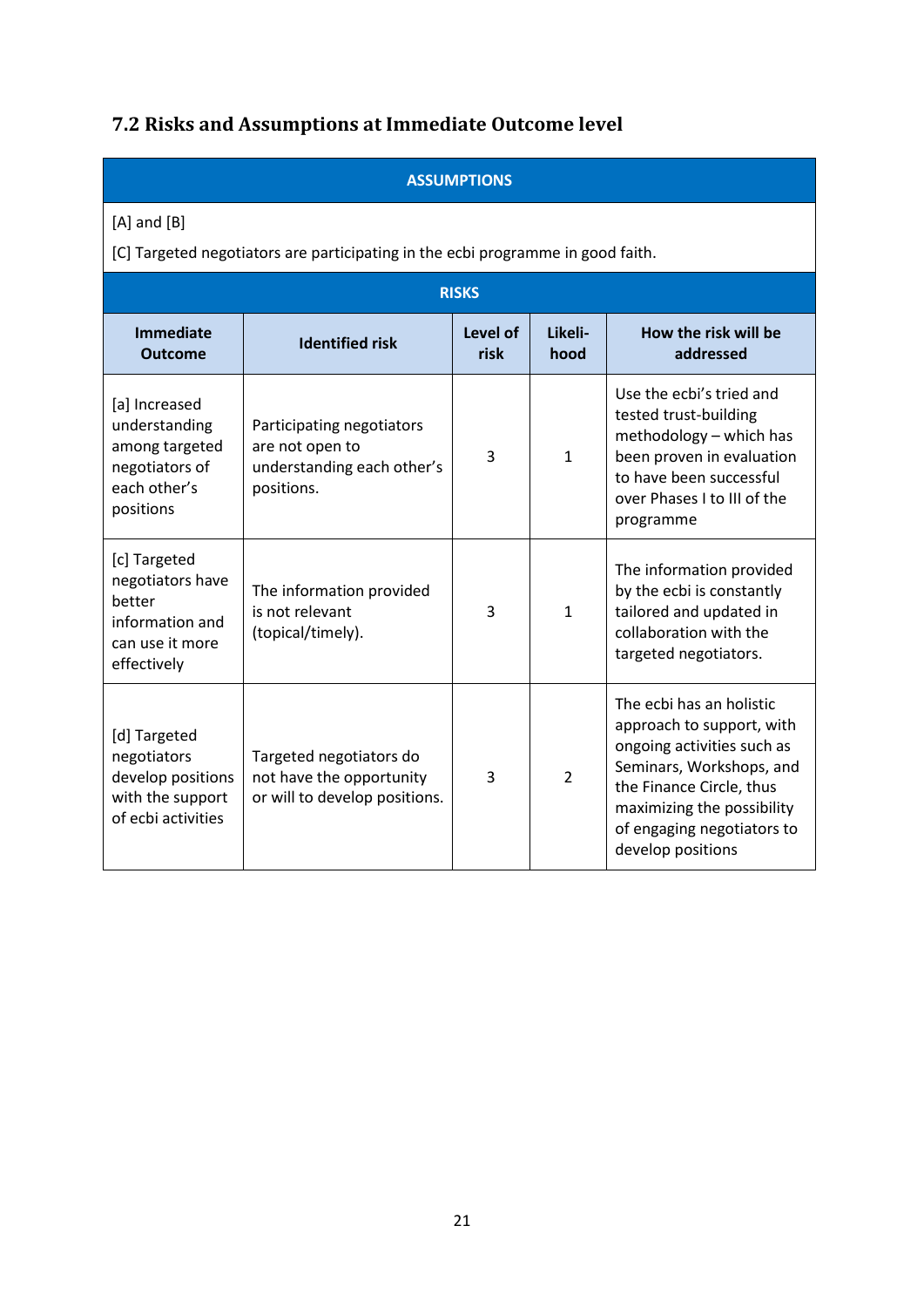## 7.2 Risks and Assumptions at Immediate Outcome level

| ASSUMPTIONS | | | | |
|---|---|---|---|---|
| [A] and [B]<br>[C] Targeted negotiators are participating in the ecbi programme in good faith. | | | | |
| **RISKS** | | | | |
| **Immediate Outcome** | **Identified risk** | **Level of risk** | **Likeli-hood** | **How the risk will be addressed** |
| [a] Increased understanding among targeted negotiators of each other's positions | Participating negotiators are not open to understanding each other's positions. | 3 | 1 | Use the ecbi's tried and tested trust-building methodology – which has been proven in evaluation to have been successful over Phases I to III of the programme |
| [c] Targeted negotiators have better information and can use it more effectively | The information provided is not relevant (topical/timely). | 3 | 1 | The information provided by the ecbi is constantly tailored and updated in collaboration with the targeted negotiators. |
| [d] Targeted negotiators develop positions with the support of ecbi activities | Targeted negotiators do not have the opportunity or will to develop positions. | 3 | 2 | The ecbi has an holistic approach to support, with ongoing activities such as Seminars, Workshops, and the Finance Circle, thus maximizing the possibility of engaging negotiators to develop positions |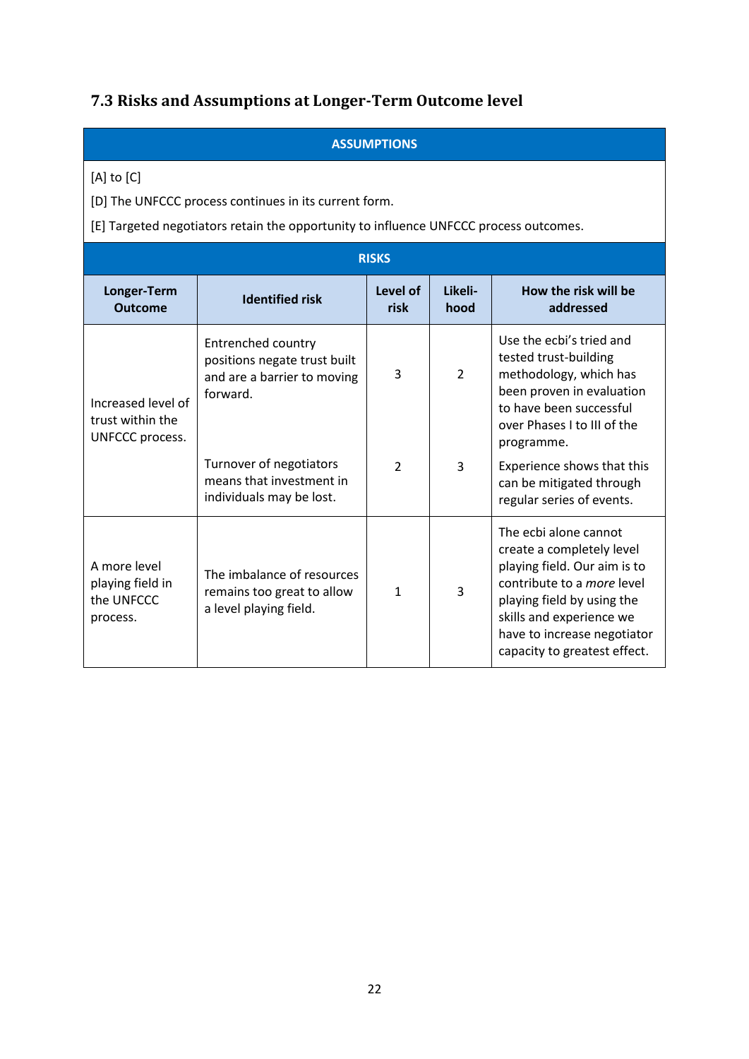### 7.3 Risks and Assumptions at Longer-Term Outcome level

**ASSUMPTIONS**

[A] to [C]

[D] The UNFCCC process continues in its current form.

[E] Targeted negotiators retain the opportunity to influence UNFCCC process outcomes.

**RISKS**

| Longer-Term Outcome | Identified risk | Level of risk | Likeli-hood | How the risk will be addressed |
|---|---|---|---|---|
| Increased level of trust within the UNFCCC process. | Entrenched country positions negate trust built and are a barrier to moving forward. | 3 | 2 | Use the ecbi's tried and tested trust-building methodology, which has been proven in evaluation to have been successful over Phases I to III of the programme. |
| | Turnover of negotiators means that investment in individuals may be lost. | 2 | 3 | Experience shows that this can be mitigated through regular series of events. |
| A more level playing field in the UNFCCC process. | The imbalance of resources remains too great to allow a level playing field. | 1 | 3 | The ecbi alone cannot create a completely level playing field. Our aim is to contribute to a *more* level playing field by using the skills and experience we have to increase negotiator capacity to greatest effect. |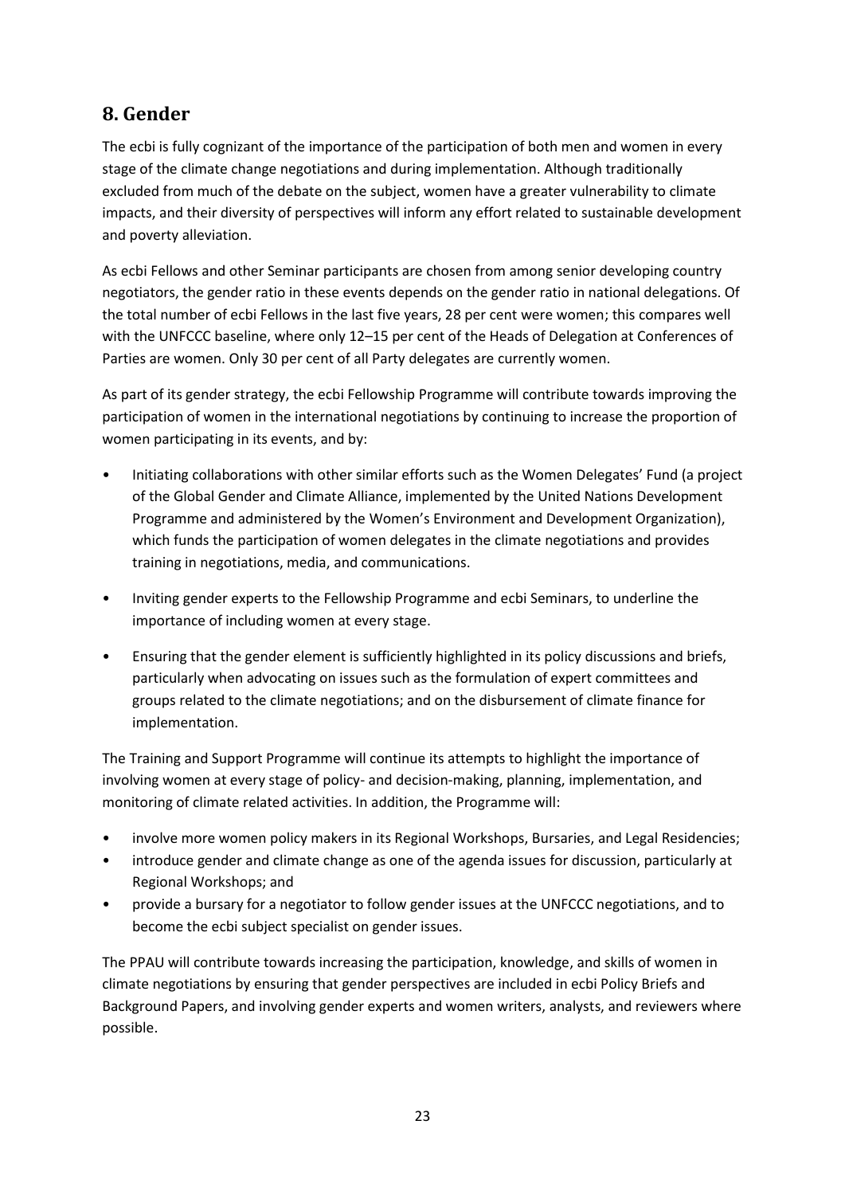## 8. Gender

The ecbi is fully cognizant of the importance of the participation of both men and women in every stage of the climate change negotiations and during implementation. Although traditionally excluded from much of the debate on the subject, women have a greater vulnerability to climate impacts, and their diversity of perspectives will inform any effort related to sustainable development and poverty alleviation.

As ecbi Fellows and other Seminar participants are chosen from among senior developing country negotiators, the gender ratio in these events depends on the gender ratio in national delegations. Of the total number of ecbi Fellows in the last five years, 28 per cent were women; this compares well with the UNFCCC baseline, where only 12–15 per cent of the Heads of Delegation at Conferences of Parties are women. Only 30 per cent of all Party delegates are currently women.

As part of its gender strategy, the ecbi Fellowship Programme will contribute towards improving the participation of women in the international negotiations by continuing to increase the proportion of women participating in its events, and by:

- Initiating collaborations with other similar efforts such as the Women Delegates' Fund (a project of the Global Gender and Climate Alliance, implemented by the United Nations Development Programme and administered by the Women's Environment and Development Organization), which funds the participation of women delegates in the climate negotiations and provides training in negotiations, media, and communications.
- Inviting gender experts to the Fellowship Programme and ecbi Seminars, to underline the importance of including women at every stage.
- Ensuring that the gender element is sufficiently highlighted in its policy discussions and briefs, particularly when advocating on issues such as the formulation of expert committees and groups related to the climate negotiations; and on the disbursement of climate finance for implementation.

The Training and Support Programme will continue its attempts to highlight the importance of involving women at every stage of policy- and decision-making, planning, implementation, and monitoring of climate related activities. In addition, the Programme will:

- involve more women policy makers in its Regional Workshops, Bursaries, and Legal Residencies;
- introduce gender and climate change as one of the agenda issues for discussion, particularly at Regional Workshops; and
- provide a bursary for a negotiator to follow gender issues at the UNFCCC negotiations, and to become the ecbi subject specialist on gender issues.

The PPAU will contribute towards increasing the participation, knowledge, and skills of women in climate negotiations by ensuring that gender perspectives are included in ecbi Policy Briefs and Background Papers, and involving gender experts and women writers, analysts, and reviewers where possible.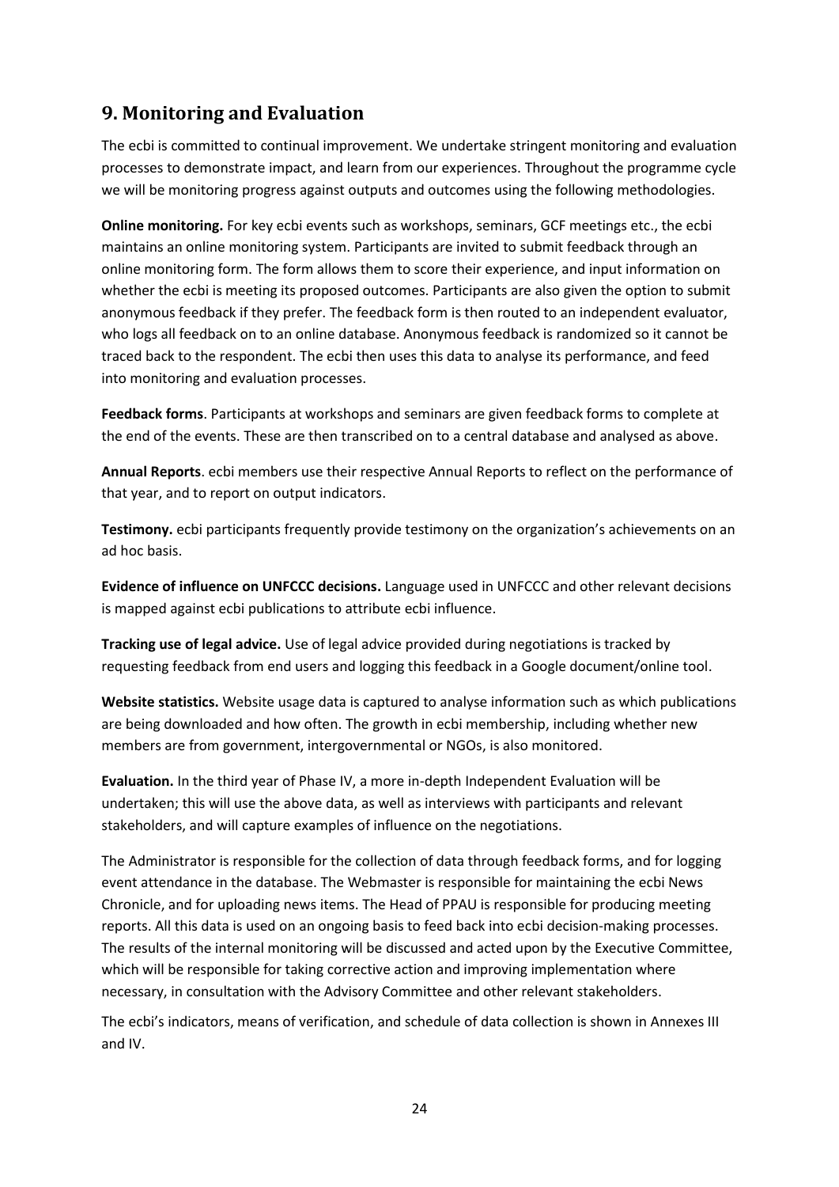## 9. Monitoring and Evaluation

The ecbi is committed to continual improvement. We undertake stringent monitoring and evaluation processes to demonstrate impact, and learn from our experiences. Throughout the programme cycle we will be monitoring progress against outputs and outcomes using the following methodologies.

**Online monitoring.** For key ecbi events such as workshops, seminars, GCF meetings etc., the ecbi maintains an online monitoring system. Participants are invited to submit feedback through an online monitoring form. The form allows them to score their experience, and input information on whether the ecbi is meeting its proposed outcomes. Participants are also given the option to submit anonymous feedback if they prefer. The feedback form is then routed to an independent evaluator, who logs all feedback on to an online database. Anonymous feedback is randomized so it cannot be traced back to the respondent. The ecbi then uses this data to analyse its performance, and feed into monitoring and evaluation processes.

**Feedback forms**. Participants at workshops and seminars are given feedback forms to complete at the end of the events. These are then transcribed on to a central database and analysed as above.

**Annual Reports**. ecbi members use their respective Annual Reports to reflect on the performance of that year, and to report on output indicators.

**Testimony.** ecbi participants frequently provide testimony on the organization's achievements on an ad hoc basis.

**Evidence of influence on UNFCCC decisions.** Language used in UNFCCC and other relevant decisions is mapped against ecbi publications to attribute ecbi influence.

**Tracking use of legal advice.** Use of legal advice provided during negotiations is tracked by requesting feedback from end users and logging this feedback in a Google document/online tool.

**Website statistics.** Website usage data is captured to analyse information such as which publications are being downloaded and how often. The growth in ecbi membership, including whether new members are from government, intergovernmental or NGOs, is also monitored.

**Evaluation.** In the third year of Phase IV, a more in-depth Independent Evaluation will be undertaken; this will use the above data, as well as interviews with participants and relevant stakeholders, and will capture examples of influence on the negotiations.

The Administrator is responsible for the collection of data through feedback forms, and for logging event attendance in the database. The Webmaster is responsible for maintaining the ecbi News Chronicle, and for uploading news items. The Head of PPAU is responsible for producing meeting reports. All this data is used on an ongoing basis to feed back into ecbi decision-making processes. The results of the internal monitoring will be discussed and acted upon by the Executive Committee, which will be responsible for taking corrective action and improving implementation where necessary, in consultation with the Advisory Committee and other relevant stakeholders.

The ecbi's indicators, means of verification, and schedule of data collection is shown in Annexes III and IV.